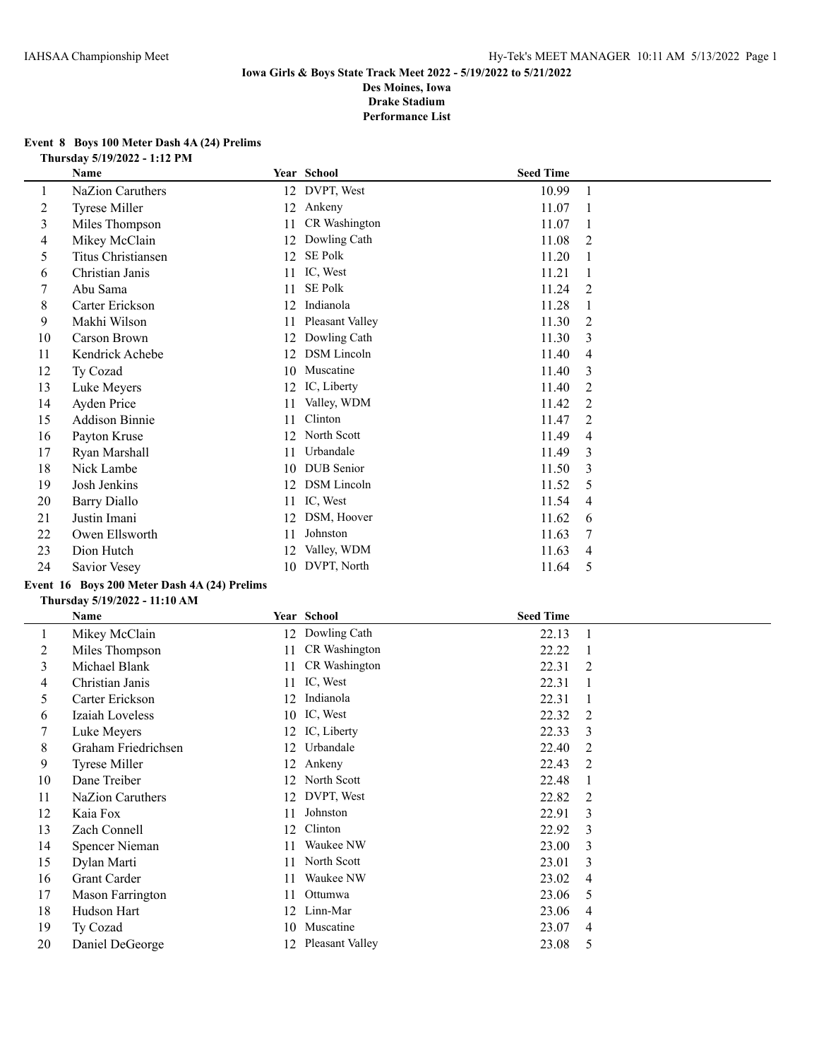**Iowa Girls & Boys State Track Meet 2022 - 5/19/2022 to 5/21/2022**
**Des Moines, Iowa**
**Drake Stadium**
**Performance List**

## Event 8 Boys 100 Meter Dash 4A (24) Prelims

**Thursday 5/19/2022 - 1:12 PM**

| | Name | Year | School | Seed Time | |
|---|---|---|---|---|---|
| 1 | NaZion Caruthers | 12 | DVPT, West | 10.99 | 1 |
| 2 | Tyrese Miller | 12 | Ankeny | 11.07 | 1 |
| 3 | Miles Thompson | 11 | CR Washington | 11.07 | 1 |
| 4 | Mikey McClain | 12 | Dowling Cath | 11.08 | 2 |
| 5 | Titus Christiansen | 12 | SE Polk | 11.20 | 1 |
| 6 | Christian Janis | 11 | IC, West | 11.21 | 1 |
| 7 | Abu Sama | 11 | SE Polk | 11.24 | 2 |
| 8 | Carter Erickson | 12 | Indianola | 11.28 | 1 |
| 9 | Makhi Wilson | 11 | Pleasant Valley | 11.30 | 2 |
| 10 | Carson Brown | 12 | Dowling Cath | 11.30 | 3 |
| 11 | Kendrick Achebe | 12 | DSM Lincoln | 11.40 | 4 |
| 12 | Ty Cozad | 10 | Muscatine | 11.40 | 3 |
| 13 | Luke Meyers | 12 | IC, Liberty | 11.40 | 2 |
| 14 | Ayden Price | 11 | Valley, WDM | 11.42 | 2 |
| 15 | Addison Binnie | 11 | Clinton | 11.47 | 2 |
| 16 | Payton Kruse | 12 | North Scott | 11.49 | 4 |
| 17 | Ryan Marshall | 11 | Urbandale | 11.49 | 3 |
| 18 | Nick Lambe | 10 | DUB Senior | 11.50 | 3 |
| 19 | Josh Jenkins | 12 | DSM Lincoln | 11.52 | 5 |
| 20 | Barry Diallo | 11 | IC, West | 11.54 | 4 |
| 21 | Justin Imani | 12 | DSM, Hoover | 11.62 | 6 |
| 22 | Owen Ellsworth | 11 | Johnston | 11.63 | 7 |
| 23 | Dion Hutch | 12 | Valley, WDM | 11.63 | 4 |
| 24 | Savior Vesey | 10 | DVPT, North | 11.64 | 5 |

## Event 16 Boys 200 Meter Dash 4A (24) Prelims

**Thursday 5/19/2022 - 11:10 AM**

| | Name | Year | School | Seed Time | |
|---|---|---|---|---|---|
| 1 | Mikey McClain | 12 | Dowling Cath | 22.13 | 1 |
| 2 | Miles Thompson | 11 | CR Washington | 22.22 | 1 |
| 3 | Michael Blank | 11 | CR Washington | 22.31 | 2 |
| 4 | Christian Janis | 11 | IC, West | 22.31 | 1 |
| 5 | Carter Erickson | 12 | Indianola | 22.31 | 1 |
| 6 | Izaiah Loveless | 10 | IC, West | 22.32 | 2 |
| 7 | Luke Meyers | 12 | IC, Liberty | 22.33 | 3 |
| 8 | Graham Friedrichsen | 12 | Urbandale | 22.40 | 2 |
| 9 | Tyrese Miller | 12 | Ankeny | 22.43 | 2 |
| 10 | Dane Treiber | 12 | North Scott | 22.48 | 1 |
| 11 | NaZion Caruthers | 12 | DVPT, West | 22.82 | 2 |
| 12 | Kaia Fox | 11 | Johnston | 22.91 | 3 |
| 13 | Zach Connell | 12 | Clinton | 22.92 | 3 |
| 14 | Spencer Nieman | 11 | Waukee NW | 23.00 | 3 |
| 15 | Dylan Marti | 11 | North Scott | 23.01 | 3 |
| 16 | Grant Carder | 11 | Waukee NW | 23.02 | 4 |
| 17 | Mason Farrington | 11 | Ottumwa | 23.06 | 5 |
| 18 | Hudson Hart | 12 | Linn-Mar | 23.06 | 4 |
| 19 | Ty Cozad | 10 | Muscatine | 23.07 | 4 |
| 20 | Daniel DeGeorge | 12 | Pleasant Valley | 23.08 | 5 |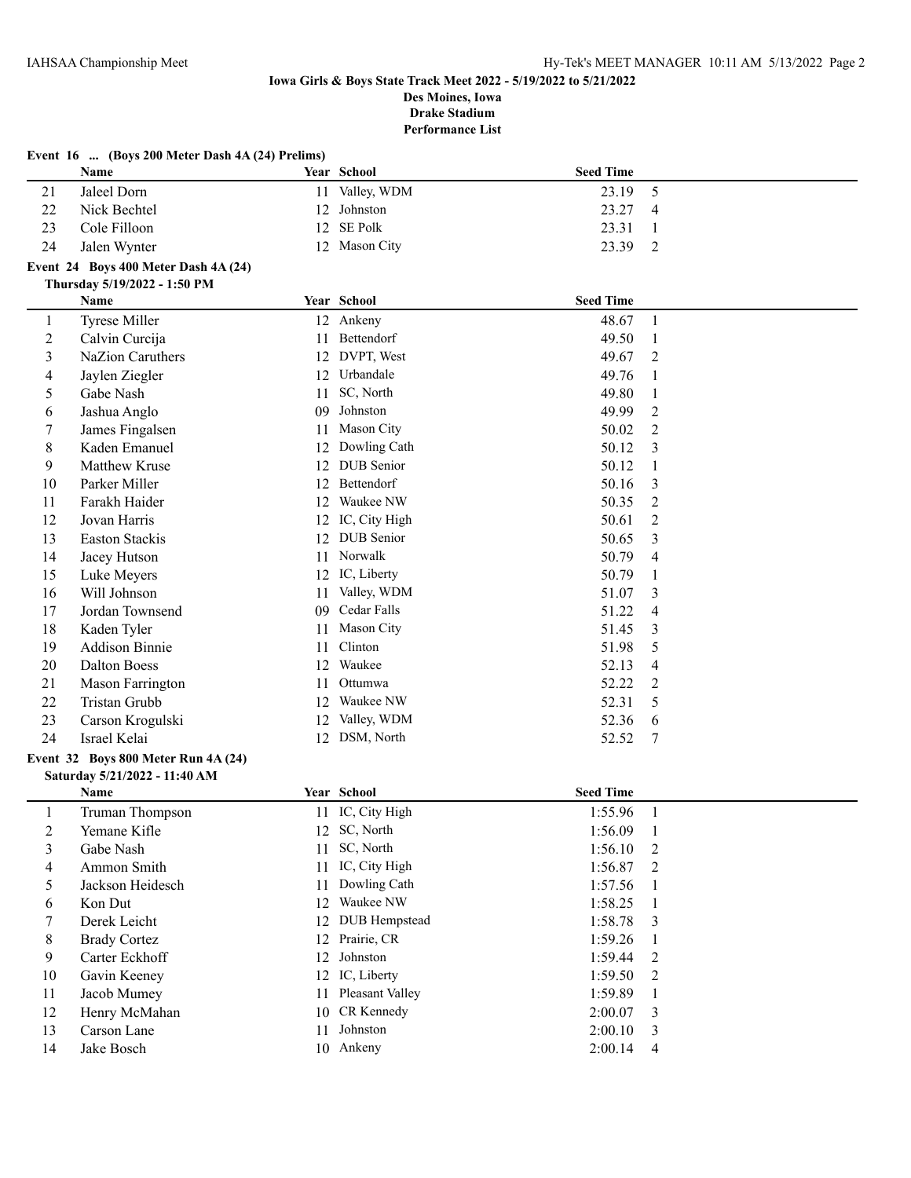**Iowa Girls & Boys State Track Meet 2022 - 5/19/2022 to 5/21/2022**
**Des Moines, Iowa**
**Drake Stadium**
**Performance List**

**Event 16 ... (Boys 200 Meter Dash 4A (24) Prelims)**

| | Name | Year | School | Seed Time | |
|---|---|---|---|---|---|
| 21 | Jaleel Dorn | 11 | Valley, WDM | 23.19 | 5 |
| 22 | Nick Bechtel | 12 | Johnston | 23.27 | 4 |
| 23 | Cole Filloon | 12 | SE Polk | 23.31 | 1 |
| 24 | Jalen Wynter | 12 | Mason City | 23.39 | 2 |

**Event 24 Boys 400 Meter Dash 4A (24)**
**Thursday 5/19/2022 - 1:50 PM**

| | Name | Year | School | Seed Time | |
|---|---|---|---|---|---|
| 1 | Tyrese Miller | 12 | Ankeny | 48.67 | 1 |
| 2 | Calvin Curcija | 11 | Bettendorf | 49.50 | 1 |
| 3 | NaZion Caruthers | 12 | DVPT, West | 49.67 | 2 |
| 4 | Jaylen Ziegler | 12 | Urbandale | 49.76 | 1 |
| 5 | Gabe Nash | 11 | SC, North | 49.80 | 1 |
| 6 | Jashua Anglo | 09 | Johnston | 49.99 | 2 |
| 7 | James Fingalsen | 11 | Mason City | 50.02 | 2 |
| 8 | Kaden Emanuel | 12 | Dowling Cath | 50.12 | 3 |
| 9 | Matthew Kruse | 12 | DUB Senior | 50.12 | 1 |
| 10 | Parker Miller | 12 | Bettendorf | 50.16 | 3 |
| 11 | Farakh Haider | 12 | Waukee NW | 50.35 | 2 |
| 12 | Jovan Harris | 12 | IC, City High | 50.61 | 2 |
| 13 | Easton Stackis | 12 | DUB Senior | 50.65 | 3 |
| 14 | Jacey Hutson | 11 | Norwalk | 50.79 | 4 |
| 15 | Luke Meyers | 12 | IC, Liberty | 50.79 | 1 |
| 16 | Will Johnson | 11 | Valley, WDM | 51.07 | 3 |
| 17 | Jordan Townsend | 09 | Cedar Falls | 51.22 | 4 |
| 18 | Kaden Tyler | 11 | Mason City | 51.45 | 3 |
| 19 | Addison Binnie | 11 | Clinton | 51.98 | 5 |
| 20 | Dalton Boess | 12 | Waukee | 52.13 | 4 |
| 21 | Mason Farrington | 11 | Ottumwa | 52.22 | 2 |
| 22 | Tristan Grubb | 12 | Waukee NW | 52.31 | 5 |
| 23 | Carson Krogulski | 12 | Valley, WDM | 52.36 | 6 |
| 24 | Israel Kelai | 12 | DSM, North | 52.52 | 7 |

**Event 32 Boys 800 Meter Run 4A (24)**
**Saturday 5/21/2022 - 11:40 AM**

| | Name | Year | School | Seed Time | |
|---|---|---|---|---|---|
| 1 | Truman Thompson | 11 | IC, City High | 1:55.96 | 1 |
| 2 | Yemane Kifle | 12 | SC, North | 1:56.09 | 1 |
| 3 | Gabe Nash | 11 | SC, North | 1:56.10 | 2 |
| 4 | Ammon Smith | 11 | IC, City High | 1:56.87 | 2 |
| 5 | Jackson Heidesch | 11 | Dowling Cath | 1:57.56 | 1 |
| 6 | Kon Dut | 12 | Waukee NW | 1:58.25 | 1 |
| 7 | Derek Leicht | 12 | DUB Hempstead | 1:58.78 | 3 |
| 8 | Brady Cortez | 12 | Prairie, CR | 1:59.26 | 1 |
| 9 | Carter Eckhoff | 12 | Johnston | 1:59.44 | 2 |
| 10 | Gavin Keeney | 12 | IC, Liberty | 1:59.50 | 2 |
| 11 | Jacob Mumey | 11 | Pleasant Valley | 1:59.89 | 1 |
| 12 | Henry McMahan | 10 | CR Kennedy | 2:00.07 | 3 |
| 13 | Carson Lane | 11 | Johnston | 2:00.10 | 3 |
| 14 | Jake Bosch | 10 | Ankeny | 2:00.14 | 4 |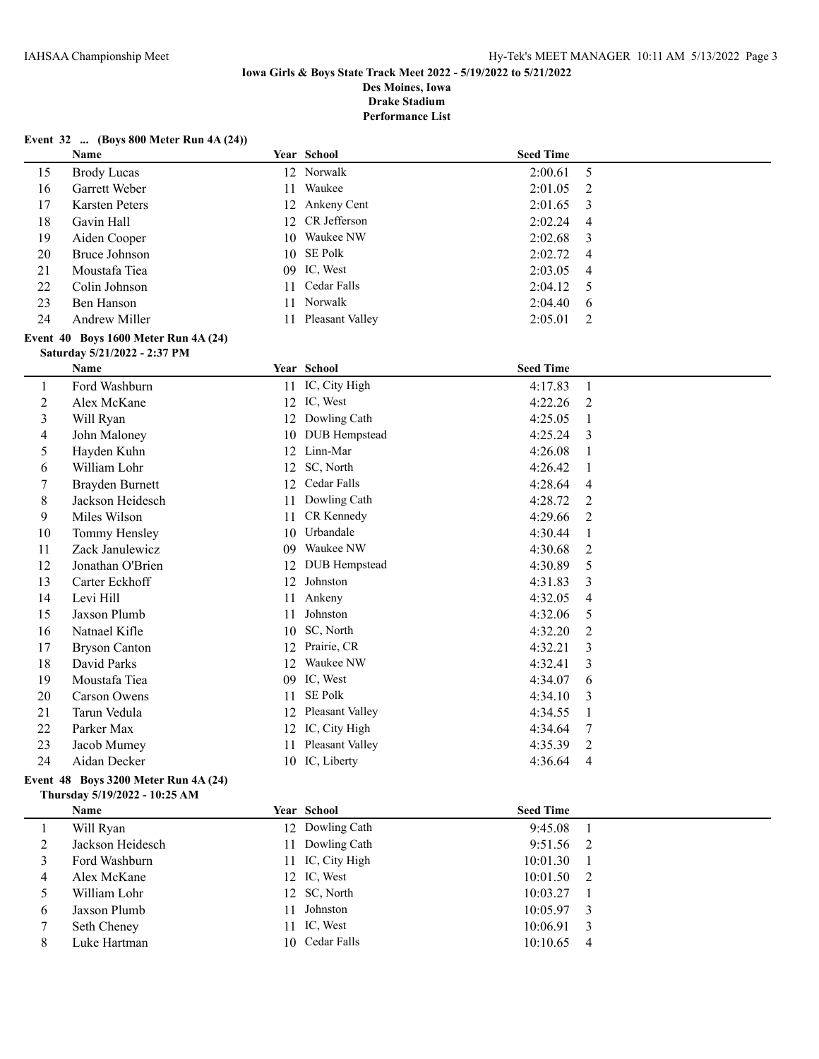**Iowa Girls & Boys State Track Meet 2022 - 5/19/2022 to 5/21/2022**
**Des Moines, Iowa**
**Drake Stadium**
**Performance List**

**Event 32 ... (Boys 800 Meter Run 4A (24))**

| | Name | Year | School | Seed Time | |
|---|---|---|---|---|---|
| 15 | Brody Lucas | 12 | Norwalk | 2:00.61 | 5 |
| 16 | Garrett Weber | 11 | Waukee | 2:01.05 | 2 |
| 17 | Karsten Peters | 12 | Ankeny Cent | 2:01.65 | 3 |
| 18 | Gavin Hall | 12 | CR Jefferson | 2:02.24 | 4 |
| 19 | Aiden Cooper | 10 | Waukee NW | 2:02.68 | 3 |
| 20 | Bruce Johnson | 10 | SE Polk | 2:02.72 | 4 |
| 21 | Moustafa Tiea | 09 | IC, West | 2:03.05 | 4 |
| 22 | Colin Johnson | 11 | Cedar Falls | 2:04.12 | 5 |
| 23 | Ben Hanson | 11 | Norwalk | 2:04.40 | 6 |
| 24 | Andrew Miller | 11 | Pleasant Valley | 2:05.01 | 2 |

**Event 40 Boys 1600 Meter Run 4A (24)**
**Saturday 5/21/2022 - 2:37 PM**

| | Name | Year | School | Seed Time | |
|---|---|---|---|---|---|
| 1 | Ford Washburn | 11 | IC, City High | 4:17.83 | 1 |
| 2 | Alex McKane | 12 | IC, West | 4:22.26 | 2 |
| 3 | Will Ryan | 12 | Dowling Cath | 4:25.05 | 1 |
| 4 | John Maloney | 10 | DUB Hempstead | 4:25.24 | 3 |
| 5 | Hayden Kuhn | 12 | Linn-Mar | 4:26.08 | 1 |
| 6 | William Lohr | 12 | SC, North | 4:26.42 | 1 |
| 7 | Brayden Burnett | 12 | Cedar Falls | 4:28.64 | 4 |
| 8 | Jackson Heidesch | 11 | Dowling Cath | 4:28.72 | 2 |
| 9 | Miles Wilson | 11 | CR Kennedy | 4:29.66 | 2 |
| 10 | Tommy Hensley | 10 | Urbandale | 4:30.44 | 1 |
| 11 | Zack Janulewicz | 09 | Waukee NW | 4:30.68 | 2 |
| 12 | Jonathan O'Brien | 12 | DUB Hempstead | 4:30.89 | 5 |
| 13 | Carter Eckhoff | 12 | Johnston | 4:31.83 | 3 |
| 14 | Levi Hill | 11 | Ankeny | 4:32.05 | 4 |
| 15 | Jaxson Plumb | 11 | Johnston | 4:32.06 | 5 |
| 16 | Natnael Kifle | 10 | SC, North | 4:32.20 | 2 |
| 17 | Bryson Canton | 12 | Prairie, CR | 4:32.21 | 3 |
| 18 | David Parks | 12 | Waukee NW | 4:32.41 | 3 |
| 19 | Moustafa Tiea | 09 | IC, West | 4:34.07 | 6 |
| 20 | Carson Owens | 11 | SE Polk | 4:34.10 | 3 |
| 21 | Tarun Vedula | 12 | Pleasant Valley | 4:34.55 | 1 |
| 22 | Parker Max | 12 | IC, City High | 4:34.64 | 7 |
| 23 | Jacob Mumey | 11 | Pleasant Valley | 4:35.39 | 2 |
| 24 | Aidan Decker | 10 | IC, Liberty | 4:36.64 | 4 |

**Event 48 Boys 3200 Meter Run 4A (24)**
**Thursday 5/19/2022 - 10:25 AM**

| | Name | Year | School | Seed Time | |
|---|---|---|---|---|---|
| 1 | Will Ryan | 12 | Dowling Cath | 9:45.08 | 1 |
| 2 | Jackson Heidesch | 11 | Dowling Cath | 9:51.56 | 2 |
| 3 | Ford Washburn | 11 | IC, City High | 10:01.30 | 1 |
| 4 | Alex McKane | 12 | IC, West | 10:01.50 | 2 |
| 5 | William Lohr | 12 | SC, North | 10:03.27 | 1 |
| 6 | Jaxson Plumb | 11 | Johnston | 10:05.97 | 3 |
| 7 | Seth Cheney | 11 | IC, West | 10:06.91 | 3 |
| 8 | Luke Hartman | 10 | Cedar Falls | 10:10.65 | 4 |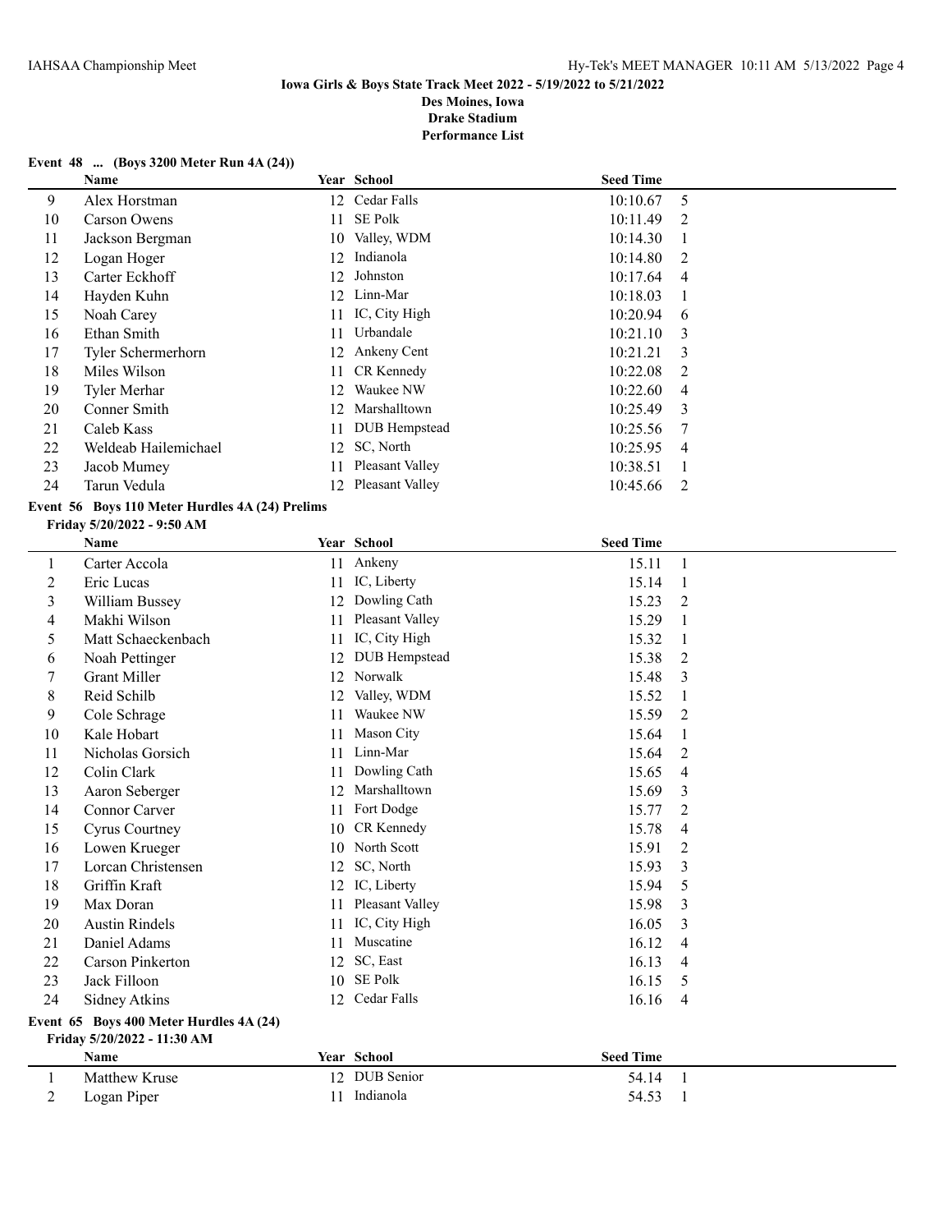**Iowa Girls & Boys State Track Meet 2022 - 5/19/2022 to 5/21/2022**
**Des Moines, Iowa**
**Drake Stadium**
**Performance List**

**Event 48 ... (Boys 3200 Meter Run 4A (24))**

| | Name | Year | School | Seed Time | |
|---|---|---|---|---|---|
| 9 | Alex Horstman | 12 | Cedar Falls | 10:10.67 | 5 |
| 10 | Carson Owens | 11 | SE Polk | 10:11.49 | 2 |
| 11 | Jackson Bergman | 10 | Valley, WDM | 10:14.30 | 1 |
| 12 | Logan Hoger | 12 | Indianola | 10:14.80 | 2 |
| 13 | Carter Eckhoff | 12 | Johnston | 10:17.64 | 4 |
| 14 | Hayden Kuhn | 12 | Linn-Mar | 10:18.03 | 1 |
| 15 | Noah Carey | 11 | IC, City High | 10:20.94 | 6 |
| 16 | Ethan Smith | 11 | Urbandale | 10:21.10 | 3 |
| 17 | Tyler Schermerhorn | 12 | Ankeny Cent | 10:21.21 | 3 |
| 18 | Miles Wilson | 11 | CR Kennedy | 10:22.08 | 2 |
| 19 | Tyler Merhar | 12 | Waukee NW | 10:22.60 | 4 |
| 20 | Conner Smith | 12 | Marshalltown | 10:25.49 | 3 |
| 21 | Caleb Kass | 11 | DUB Hempstead | 10:25.56 | 7 |
| 22 | Weldeab Hailemichael | 12 | SC, North | 10:25.95 | 4 |
| 23 | Jacob Mumey | 11 | Pleasant Valley | 10:38.51 | 1 |
| 24 | Tarun Vedula | 12 | Pleasant Valley | 10:45.66 | 2 |

**Event 56 Boys 110 Meter Hurdles 4A (24) Prelims**
**Friday 5/20/2022 - 9:50 AM**

| | Name | Year | School | Seed Time | |
|---|---|---|---|---|---|
| 1 | Carter Accola | 11 | Ankeny | 15.11 | 1 |
| 2 | Eric Lucas | 11 | IC, Liberty | 15.14 | 1 |
| 3 | William Bussey | 12 | Dowling Cath | 15.23 | 2 |
| 4 | Makhi Wilson | 11 | Pleasant Valley | 15.29 | 1 |
| 5 | Matt Schaeckenbach | 11 | IC, City High | 15.32 | 1 |
| 6 | Noah Pettinger | 12 | DUB Hempstead | 15.38 | 2 |
| 7 | Grant Miller | 12 | Norwalk | 15.48 | 3 |
| 8 | Reid Schilb | 12 | Valley, WDM | 15.52 | 1 |
| 9 | Cole Schrage | 11 | Waukee NW | 15.59 | 2 |
| 10 | Kale Hobart | 11 | Mason City | 15.64 | 1 |
| 11 | Nicholas Gorsich | 11 | Linn-Mar | 15.64 | 2 |
| 12 | Colin Clark | 11 | Dowling Cath | 15.65 | 4 |
| 13 | Aaron Seberger | 12 | Marshalltown | 15.69 | 3 |
| 14 | Connor Carver | 11 | Fort Dodge | 15.77 | 2 |
| 15 | Cyrus Courtney | 10 | CR Kennedy | 15.78 | 4 |
| 16 | Lowen Krueger | 10 | North Scott | 15.91 | 2 |
| 17 | Lorcan Christensen | 12 | SC, North | 15.93 | 3 |
| 18 | Griffin Kraft | 12 | IC, Liberty | 15.94 | 5 |
| 19 | Max Doran | 11 | Pleasant Valley | 15.98 | 3 |
| 20 | Austin Rindels | 11 | IC, City High | 16.05 | 3 |
| 21 | Daniel Adams | 11 | Muscatine | 16.12 | 4 |
| 22 | Carson Pinkerton | 12 | SC, East | 16.13 | 4 |
| 23 | Jack Filloon | 10 | SE Polk | 16.15 | 5 |
| 24 | Sidney Atkins | 12 | Cedar Falls | 16.16 | 4 |

**Event 65 Boys 400 Meter Hurdles 4A (24)**
**Friday 5/20/2022 - 11:30 AM**

| | Name | Year | School | Seed Time | |
|---|---|---|---|---|---|
| 1 | Matthew Kruse | 12 | DUB Senior | 54.14 | 1 |
| 2 | Logan Piper | 11 | Indianola | 54.53 | 1 |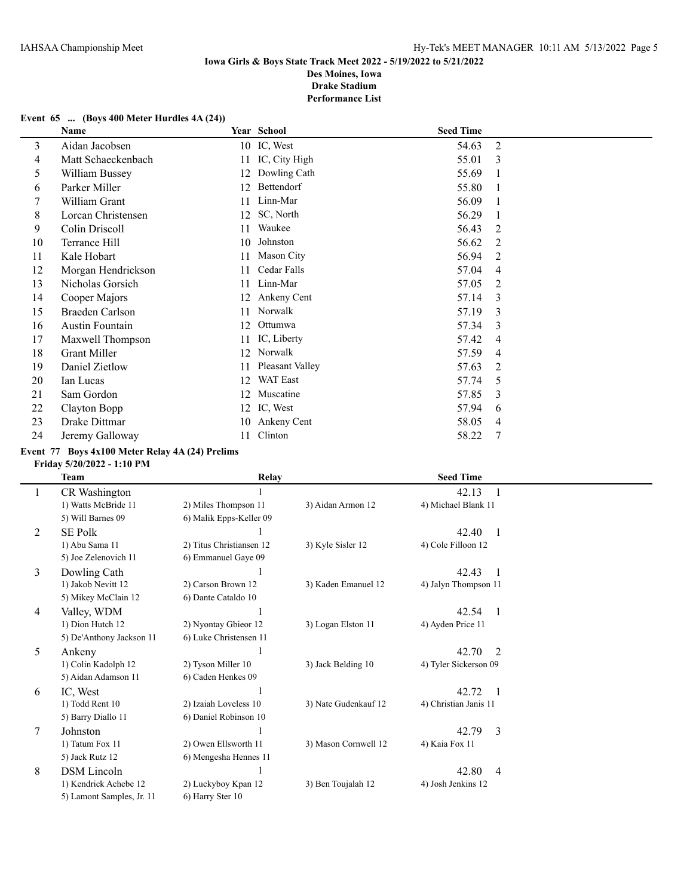**Iowa Girls & Boys State Track Meet 2022 - 5/19/2022 to 5/21/2022**
**Des Moines, Iowa**
**Drake Stadium**
**Performance List**

### Event 65 ... (Boys 400 Meter Hurdles 4A (24))

| | Name | Year | School | Seed Time | |
|---|---|---|---|---|---|
| 3 | Aidan Jacobsen | 10 | IC, West | 54.63 | 2 |
| 4 | Matt Schaeckenbach | 11 | IC, City High | 55.01 | 3 |
| 5 | William Bussey | 12 | Dowling Cath | 55.69 | 1 |
| 6 | Parker Miller | 12 | Bettendorf | 55.80 | 1 |
| 7 | William Grant | 11 | Linn-Mar | 56.09 | 1 |
| 8 | Lorcan Christensen | 12 | SC, North | 56.29 | 1 |
| 9 | Colin Driscoll | 11 | Waukee | 56.43 | 2 |
| 10 | Terrance Hill | 10 | Johnston | 56.62 | 2 |
| 11 | Kale Hobart | 11 | Mason City | 56.94 | 2 |
| 12 | Morgan Hendrickson | 11 | Cedar Falls | 57.04 | 4 |
| 13 | Nicholas Gorsich | 11 | Linn-Mar | 57.05 | 2 |
| 14 | Cooper Majors | 12 | Ankeny Cent | 57.14 | 3 |
| 15 | Braeden Carlson | 11 | Norwalk | 57.19 | 3 |
| 16 | Austin Fountain | 12 | Ottumwa | 57.34 | 3 |
| 17 | Maxwell Thompson | 11 | IC, Liberty | 57.42 | 4 |
| 18 | Grant Miller | 12 | Norwalk | 57.59 | 4 |
| 19 | Daniel Zietlow | 11 | Pleasant Valley | 57.63 | 2 |
| 20 | Ian Lucas | 12 | WAT East | 57.74 | 5 |
| 21 | Sam Gordon | 12 | Muscatine | 57.85 | 3 |
| 22 | Clayton Bopp | 12 | IC, West | 57.94 | 6 |
| 23 | Drake Dittmar | 10 | Ankeny Cent | 58.05 | 4 |
| 24 | Jeremy Galloway | 11 | Clinton | 58.22 | 7 |

### Event 77 Boys 4x100 Meter Relay 4A (24) Prelims

**Friday 5/20/2022 - 1:10 PM**

| | Team | Relay | | Seed Time | |
|---|---|---|---|---|---|
| 1 | CR Washington | 1 | | 42.13 | 1 |
| | 1) Watts McBride 11 | 2) Miles Thompson 11 | 3) Aidan Armon 12 | 4) Michael Blank 11 | |
| | 5) Will Barnes 09 | 6) Malik Epps-Keller 09 | | | |
| 2 | SE Polk | 1 | | 42.40 | 1 |
| | 1) Abu Sama 11 | 2) Titus Christiansen 12 | 3) Kyle Sisler 12 | 4) Cole Filloon 12 | |
| | 5) Joe Zelenovich 11 | 6) Emmanuel Gaye 09 | | | |
| 3 | Dowling Cath | 1 | | 42.43 | 1 |
| | 1) Jakob Nevitt 12 | 2) Carson Brown 12 | 3) Kaden Emanuel 12 | 4) Jalyn Thompson 11 | |
| | 5) Mikey McClain 12 | 6) Dante Cataldo 10 | | | |
| 4 | Valley, WDM | 1 | | 42.54 | 1 |
| | 1) Dion Hutch 12 | 2) Nyontay Gbieor 12 | 3) Logan Elston 11 | 4) Ayden Price 11 | |
| | 5) De'Anthony Jackson 11 | 6) Luke Christensen 11 | | | |
| 5 | Ankeny | 1 | | 42.70 | 2 |
| | 1) Colin Kadolph 12 | 2) Tyson Miller 10 | 3) Jack Belding 10 | 4) Tyler Sickerson 09 | |
| | 5) Aidan Adamson 11 | 6) Caden Henkes 09 | | | |
| 6 | IC, West | 1 | | 42.72 | 1 |
| | 1) Todd Rent 10 | 2) Izaiah Loveless 10 | 3) Nate Gudenkauf 12 | 4) Christian Janis 11 | |
| | 5) Barry Diallo 11 | 6) Daniel Robinson 10 | | | |
| 7 | Johnston | 1 | | 42.79 | 3 |
| | 1) Tatum Fox 11 | 2) Owen Ellsworth 11 | 3) Mason Cornwell 12 | 4) Kaia Fox 11 | |
| | 5) Jack Rutz 12 | 6) Mengesha Hennes 11 | | | |
| 8 | DSM Lincoln | 1 | | 42.80 | 4 |
| | 1) Kendrick Achebe 12 | 2) Luckyboy Kpan 12 | 3) Ben Toujalah 12 | 4) Josh Jenkins 12 | |
| | 5) Lamont Samples, Jr. 11 | 6) Harry Ster 10 | | | |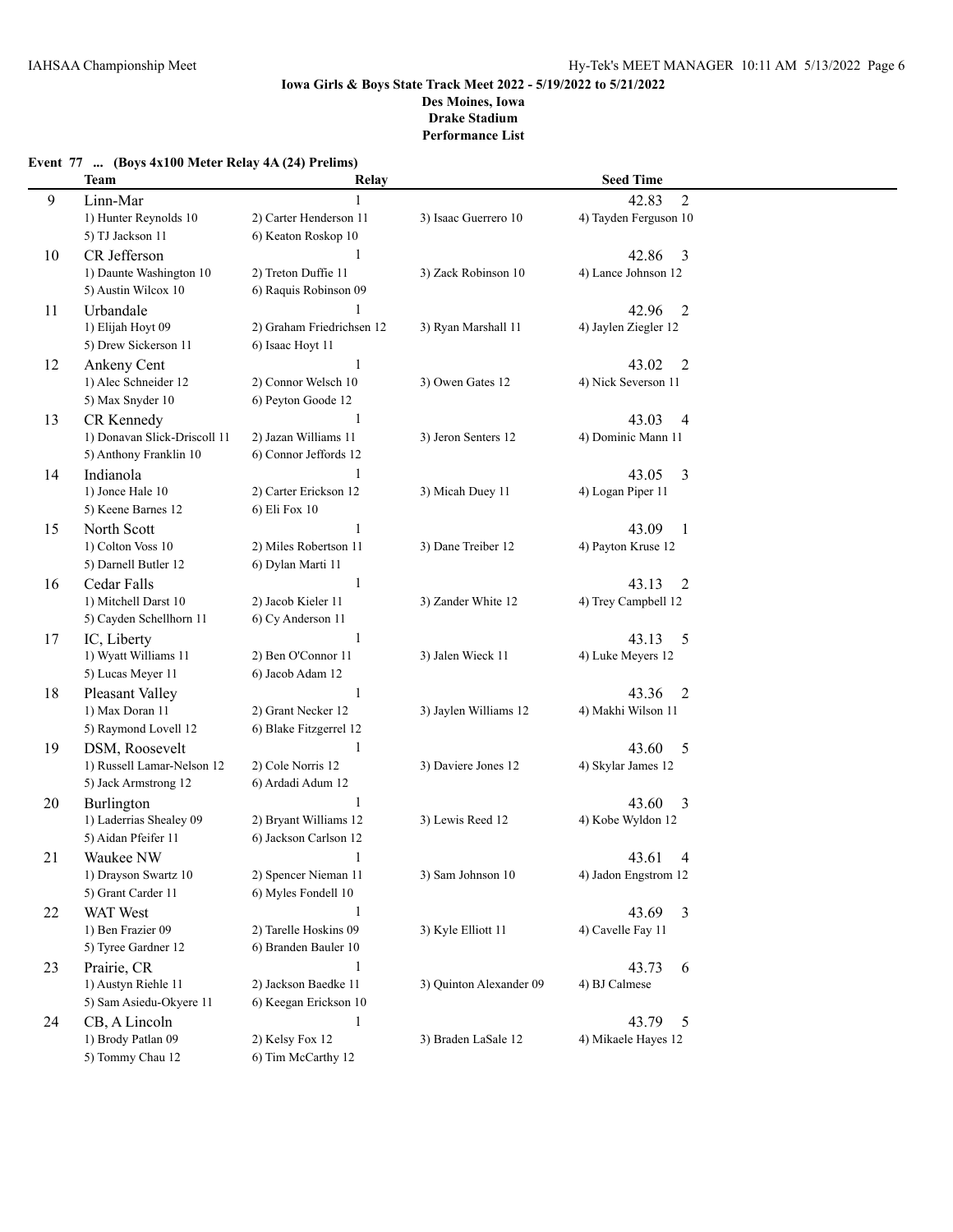**Iowa Girls & Boys State Track Meet 2022 - 5/19/2022 to 5/21/2022**
**Des Moines, Iowa**
**Drake Stadium**
**Performance List**

**Event 77 ... (Boys 4x100 Meter Relay 4A (24) Prelims)**

| | Team | Relay | | Seed Time |
|---|---|---|---|---|
| 9 | Linn-Mar | 1 | | 42.83 2 |
| | 1) Hunter Reynolds 10 | 2) Carter Henderson 11 | 3) Isaac Guerrero 10 | 4) Tayden Ferguson 10 |
| | 5) TJ Jackson 11 | 6) Keaton Roskop 10 | | |
| 10 | CR Jefferson | 1 | | 42.86 3 |
| | 1) Daunte Washington 10 | 2) Treton Duffie 11 | 3) Zack Robinson 10 | 4) Lance Johnson 12 |
| | 5) Austin Wilcox 10 | 6) Raquis Robinson 09 | | |
| 11 | Urbandale | 1 | | 42.96 2 |
| | 1) Elijah Hoyt 09 | 2) Graham Friedrichsen 12 | 3) Ryan Marshall 11 | 4) Jaylen Ziegler 12 |
| | 5) Drew Sickerson 11 | 6) Isaac Hoyt 11 | | |
| 12 | Ankeny Cent | 1 | | 43.02 2 |
| | 1) Alec Schneider 12 | 2) Connor Welsch 10 | 3) Owen Gates 12 | 4) Nick Severson 11 |
| | 5) Max Snyder 10 | 6) Peyton Goode 12 | | |
| 13 | CR Kennedy | 1 | | 43.03 4 |
| | 1) Donavan Slick-Driscoll 11 | 2) Jazan Williams 11 | 3) Jeron Senters 12 | 4) Dominic Mann 11 |
| | 5) Anthony Franklin 10 | 6) Connor Jeffords 12 | | |
| 14 | Indianola | 1 | | 43.05 3 |
| | 1) Jonce Hale 10 | 2) Carter Erickson 12 | 3) Micah Duey 11 | 4) Logan Piper 11 |
| | 5) Keene Barnes 12 | 6) Eli Fox 10 | | |
| 15 | North Scott | 1 | | 43.09 1 |
| | 1) Colton Voss 10 | 2) Miles Robertson 11 | 3) Dane Treiber 12 | 4) Payton Kruse 12 |
| | 5) Darnell Butler 12 | 6) Dylan Marti 11 | | |
| 16 | Cedar Falls | 1 | | 43.13 2 |
| | 1) Mitchell Darst 10 | 2) Jacob Kieler 11 | 3) Zander White 12 | 4) Trey Campbell 12 |
| | 5) Cayden Schellhorn 11 | 6) Cy Anderson 11 | | |
| 17 | IC, Liberty | 1 | | 43.13 5 |
| | 1) Wyatt Williams 11 | 2) Ben O'Connor 11 | 3) Jalen Wieck 11 | 4) Luke Meyers 12 |
| | 5) Lucas Meyer 11 | 6) Jacob Adam 12 | | |
| 18 | Pleasant Valley | 1 | | 43.36 2 |
| | 1) Max Doran 11 | 2) Grant Necker 12 | 3) Jaylen Williams 12 | 4) Makhi Wilson 11 |
| | 5) Raymond Lovell 12 | 6) Blake Fitzgerrel 12 | | |
| 19 | DSM, Roosevelt | 1 | | 43.60 5 |
| | 1) Russell Lamar-Nelson 12 | 2) Cole Norris 12 | 3) Daviere Jones 12 | 4) Skylar James 12 |
| | 5) Jack Armstrong 12 | 6) Ardadi Adum 12 | | |
| 20 | Burlington | 1 | | 43.60 3 |
| | 1) Laderrias Shealey 09 | 2) Bryant Williams 12 | 3) Lewis Reed 12 | 4) Kobe Wyldon 12 |
| | 5) Aidan Pfeifer 11 | 6) Jackson Carlson 12 | | |
| 21 | Waukee NW | 1 | | 43.61 4 |
| | 1) Drayson Swartz 10 | 2) Spencer Nieman 11 | 3) Sam Johnson 10 | 4) Jadon Engstrom 12 |
| | 5) Grant Carder 11 | 6) Myles Fondell 10 | | |
| 22 | WAT West | 1 | | 43.69 3 |
| | 1) Ben Frazier 09 | 2) Tarelle Hoskins 09 | 3) Kyle Elliott 11 | 4) Cavelle Fay 11 |
| | 5) Tyree Gardner 12 | 6) Branden Bauler 10 | | |
| 23 | Prairie, CR | 1 | | 43.73 6 |
| | 1) Austyn Riehle 11 | 2) Jackson Baedke 11 | 3) Quinton Alexander 09 | 4) BJ Calmese |
| | 5) Sam Asiedu-Okyere 11 | 6) Keegan Erickson 10 | | |
| 24 | CB, A Lincoln | 1 | | 43.79 5 |
| | 1) Brody Patlan 09 | 2) Kelsy Fox 12 | 3) Braden LaSale 12 | 4) Mikaele Hayes 12 |
| | 5) Tommy Chau 12 | 6) Tim McCarthy 12 | | |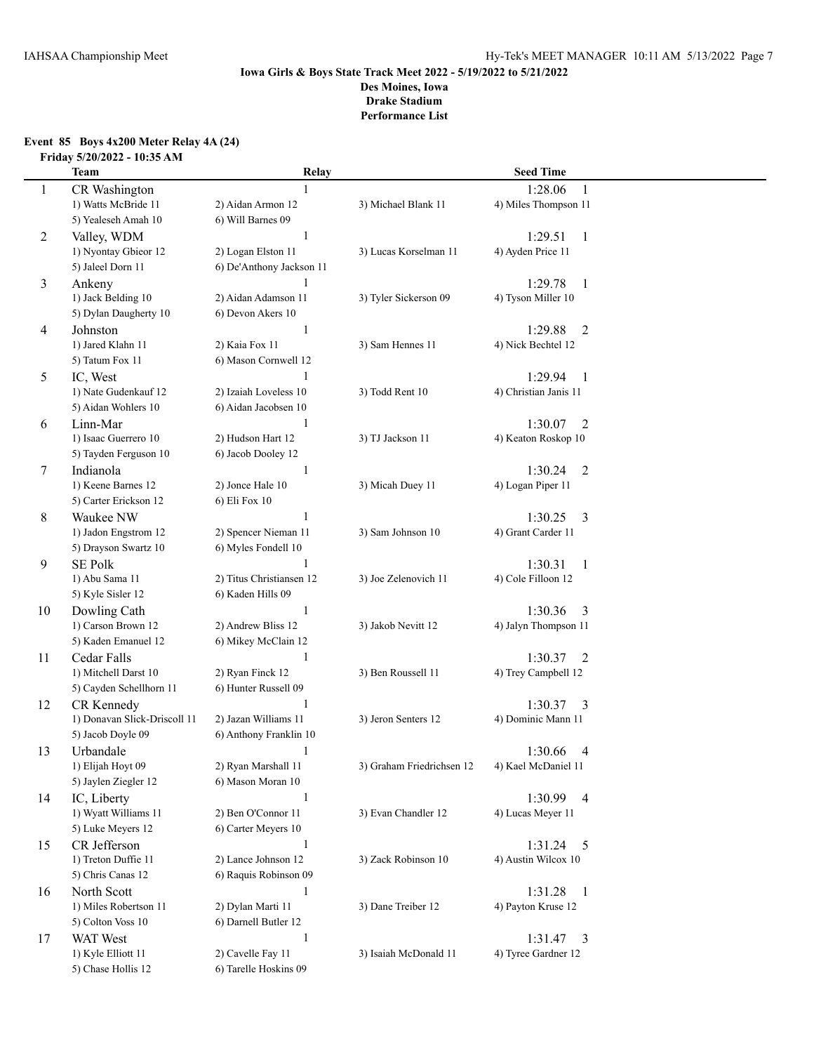**Iowa Girls & Boys State Track Meet 2022 - 5/19/2022 to 5/21/2022**
**Des Moines, Iowa**
**Drake Stadium**
**Performance List**

### Event 85 Boys 4x200 Meter Relay 4A (24)

**Friday 5/20/2022 - 10:35 AM**

| | Team | Relay | | Seed Time |
|---|---|---|---|---|
| 1 | CR Washington | 1 | | 1:28.06 1 |
| | 1) Watts McBride 11 | 2) Aidan Armon 12 | 3) Michael Blank 11 | 4) Miles Thompson 11 |
| | 5) Yealeseh Amah 10 | 6) Will Barnes 09 | | |
| 2 | Valley, WDM | 1 | | 1:29.51 1 |
| | 1) Nyontay Gbieor 12 | 2) Logan Elston 11 | 3) Lucas Korselman 11 | 4) Ayden Price 11 |
| | 5) Jaleel Dorn 11 | 6) De'Anthony Jackson 11 | | |
| 3 | Ankeny | 1 | | 1:29.78 1 |
| | 1) Jack Belding 10 | 2) Aidan Adamson 11 | 3) Tyler Sickerson 09 | 4) Tyson Miller 10 |
| | 5) Dylan Daugherty 10 | 6) Devon Akers 10 | | |
| 4 | Johnston | 1 | | 1:29.88 2 |
| | 1) Jared Klahn 11 | 2) Kaia Fox 11 | 3) Sam Hennes 11 | 4) Nick Bechtel 12 |
| | 5) Tatum Fox 11 | 6) Mason Cornwell 12 | | |
| 5 | IC, West | 1 | | 1:29.94 1 |
| | 1) Nate Gudenkauf 12 | 2) Izaiah Loveless 10 | 3) Todd Rent 10 | 4) Christian Janis 11 |
| | 5) Aidan Wohlers 10 | 6) Aidan Jacobsen 10 | | |
| 6 | Linn-Mar | 1 | | 1:30.07 2 |
| | 1) Isaac Guerrero 10 | 2) Hudson Hart 12 | 3) TJ Jackson 11 | 4) Keaton Roskop 10 |
| | 5) Tayden Ferguson 10 | 6) Jacob Dooley 12 | | |
| 7 | Indianola | 1 | | 1:30.24 2 |
| | 1) Keene Barnes 12 | 2) Jonce Hale 10 | 3) Micah Duey 11 | 4) Logan Piper 11 |
| | 5) Carter Erickson 12 | 6) Eli Fox 10 | | |
| 8 | Waukee NW | 1 | | 1:30.25 3 |
| | 1) Jadon Engstrom 12 | 2) Spencer Nieman 11 | 3) Sam Johnson 10 | 4) Grant Carder 11 |
| | 5) Drayson Swartz 10 | 6) Myles Fondell 10 | | |
| 9 | SE Polk | 1 | | 1:30.31 1 |
| | 1) Abu Sama 11 | 2) Titus Christiansen 12 | 3) Joe Zelenovich 11 | 4) Cole Filloon 12 |
| | 5) Kyle Sisler 12 | 6) Kaden Hills 09 | | |
| 10 | Dowling Cath | 1 | | 1:30.36 3 |
| | 1) Carson Brown 12 | 2) Andrew Bliss 12 | 3) Jakob Nevitt 12 | 4) Jalyn Thompson 11 |
| | 5) Kaden Emanuel 12 | 6) Mikey McClain 12 | | |
| 11 | Cedar Falls | 1 | | 1:30.37 2 |
| | 1) Mitchell Darst 10 | 2) Ryan Finck 12 | 3) Ben Roussell 11 | 4) Trey Campbell 12 |
| | 5) Cayden Schellhorn 11 | 6) Hunter Russell 09 | | |
| 12 | CR Kennedy | 1 | | 1:30.37 3 |
| | 1) Donavan Slick-Driscoll 11 | 2) Jazan Williams 11 | 3) Jeron Senters 12 | 4) Dominic Mann 11 |
| | 5) Jacob Doyle 09 | 6) Anthony Franklin 10 | | |
| 13 | Urbandale | 1 | | 1:30.66 4 |
| | 1) Elijah Hoyt 09 | 2) Ryan Marshall 11 | 3) Graham Friedrichsen 12 | 4) Kael McDaniel 11 |
| | 5) Jaylen Ziegler 12 | 6) Mason Moran 10 | | |
| 14 | IC, Liberty | 1 | | 1:30.99 4 |
| | 1) Wyatt Williams 11 | 2) Ben O'Connor 11 | 3) Evan Chandler 12 | 4) Lucas Meyer 11 |
| | 5) Luke Meyers 12 | 6) Carter Meyers 10 | | |
| 15 | CR Jefferson | 1 | | 1:31.24 5 |
| | 1) Treton Duffie 11 | 2) Lance Johnson 12 | 3) Zack Robinson 10 | 4) Austin Wilcox 10 |
| | 5) Chris Canas 12 | 6) Raquis Robinson 09 | | |
| 16 | North Scott | 1 | | 1:31.28 1 |
| | 1) Miles Robertson 11 | 2) Dylan Marti 11 | 3) Dane Treiber 12 | 4) Payton Kruse 12 |
| | 5) Colton Voss 10 | 6) Darnell Butler 12 | | |
| 17 | WAT West | 1 | | 1:31.47 3 |
| | 1) Kyle Elliott 11 | 2) Cavelle Fay 11 | 3) Isaiah McDonald 11 | 4) Tyree Gardner 12 |
| | 5) Chase Hollis 12 | 6) Tarelle Hoskins 09 | | |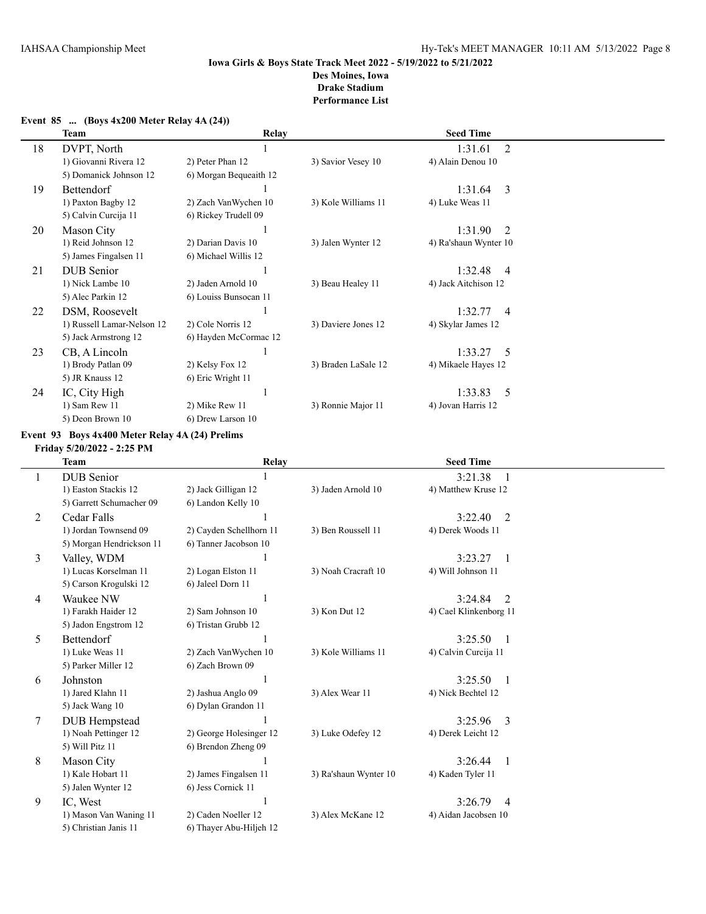**Iowa Girls & Boys State Track Meet 2022 - 5/19/2022 to 5/21/2022**
**Des Moines, Iowa**
**Drake Stadium**
**Performance List**

### Event 85 ... (Boys 4x200 Meter Relay 4A (24))

| | Team | Relay | | Seed Time |
|---|---|---|---|---|
| 18 | DVPT, North | 1 | | 1:31.61 2 |
| | 1) Giovanni Rivera 12 | 2) Peter Phan 12 | 3) Savior Vesey 10 | 4) Alain Denou 10 |
| | 5) Domanick Johnson 12 | 6) Morgan Bequeaith 12 | | |
| 19 | Bettendorf | 1 | | 1:31.64 3 |
| | 1) Paxton Bagby 12 | 2) Zach VanWychen 10 | 3) Kole Williams 11 | 4) Luke Weas 11 |
| | 5) Calvin Curcija 11 | 6) Rickey Trudell 09 | | |
| 20 | Mason City | 1 | | 1:31.90 2 |
| | 1) Reid Johnson 12 | 2) Darian Davis 10 | 3) Jalen Wynter 12 | 4) Ra'shaun Wynter 10 |
| | 5) James Fingalsen 11 | 6) Michael Willis 12 | | |
| 21 | DUB Senior | 1 | | 1:32.48 4 |
| | 1) Nick Lambe 10 | 2) Jaden Arnold 10 | 3) Beau Healey 11 | 4) Jack Aitchison 12 |
| | 5) Alec Parkin 12 | 6) Louiss Bunsocan 11 | | |
| 22 | DSM, Roosevelt | 1 | | 1:32.77 4 |
| | 1) Russell Lamar-Nelson 12 | 2) Cole Norris 12 | 3) Daviere Jones 12 | 4) Skylar James 12 |
| | 5) Jack Armstrong 12 | 6) Hayden McCormac 12 | | |
| 23 | CB, A Lincoln | 1 | | 1:33.27 5 |
| | 1) Brody Patlan 09 | 2) Kelsy Fox 12 | 3) Braden LaSale 12 | 4) Mikaele Hayes 12 |
| | 5) JR Knauss 12 | 6) Eric Wright 11 | | |
| 24 | IC, City High | 1 | | 1:33.83 5 |
| | 1) Sam Rew 11 | 2) Mike Rew 11 | 3) Ronnie Major 11 | 4) Jovan Harris 12 |
| | 5) Deon Brown 10 | 6) Drew Larson 10 | | |

### Event 93 Boys 4x400 Meter Relay 4A (24) Prelims

**Friday 5/20/2022 - 2:25 PM**

| | Team | Relay | | Seed Time |
|---|---|---|---|---|
| 1 | DUB Senior | 1 | | 3:21.38 1 |
| | 1) Easton Stackis 12 | 2) Jack Gilligan 12 | 3) Jaden Arnold 10 | 4) Matthew Kruse 12 |
| | 5) Garrett Schumacher 09 | 6) Landon Kelly 10 | | |
| 2 | Cedar Falls | 1 | | 3:22.40 2 |
| | 1) Jordan Townsend 09 | 2) Cayden Schellhorn 11 | 3) Ben Roussell 11 | 4) Derek Woods 11 |
| | 5) Morgan Hendrickson 11 | 6) Tanner Jacobson 10 | | |
| 3 | Valley, WDM | 1 | | 3:23.27 1 |
| | 1) Lucas Korselman 11 | 2) Logan Elston 11 | 3) Noah Cracraft 10 | 4) Will Johnson 11 |
| | 5) Carson Krogulski 12 | 6) Jaleel Dorn 11 | | |
| 4 | Waukee NW | 1 | | 3:24.84 2 |
| | 1) Farakh Haider 12 | 2) Sam Johnson 10 | 3) Kon Dut 12 | 4) Cael Klinkenborg 11 |
| | 5) Jadon Engstrom 12 | 6) Tristan Grubb 12 | | |
| 5 | Bettendorf | 1 | | 3:25.50 1 |
| | 1) Luke Weas 11 | 2) Zach VanWychen 10 | 3) Kole Williams 11 | 4) Calvin Curcija 11 |
| | 5) Parker Miller 12 | 6) Zach Brown 09 | | |
| 6 | Johnston | 1 | | 3:25.50 1 |
| | 1) Jared Klahn 11 | 2) Jashua Anglo 09 | 3) Alex Wear 11 | 4) Nick Bechtel 12 |
| | 5) Jack Wang 10 | 6) Dylan Grandon 11 | | |
| 7 | DUB Hempstead | 1 | | 3:25.96 3 |
| | 1) Noah Pettinger 12 | 2) George Holesinger 12 | 3) Luke Odefey 12 | 4) Derek Leicht 12 |
| | 5) Will Pitz 11 | 6) Brendon Zheng 09 | | |
| 8 | Mason City | 1 | | 3:26.44 1 |
| | 1) Kale Hobart 11 | 2) James Fingalsen 11 | 3) Ra'shaun Wynter 10 | 4) Kaden Tyler 11 |
| | 5) Jalen Wynter 12 | 6) Jess Cornick 11 | | |
| 9 | IC, West | 1 | | 3:26.79 4 |
| | 1) Mason Van Waning 11 | 2) Caden Noeller 12 | 3) Alex McKane 12 | 4) Aidan Jacobsen 10 |
| | 5) Christian Janis 11 | 6) Thayer Abu-Hiljeh 12 | | |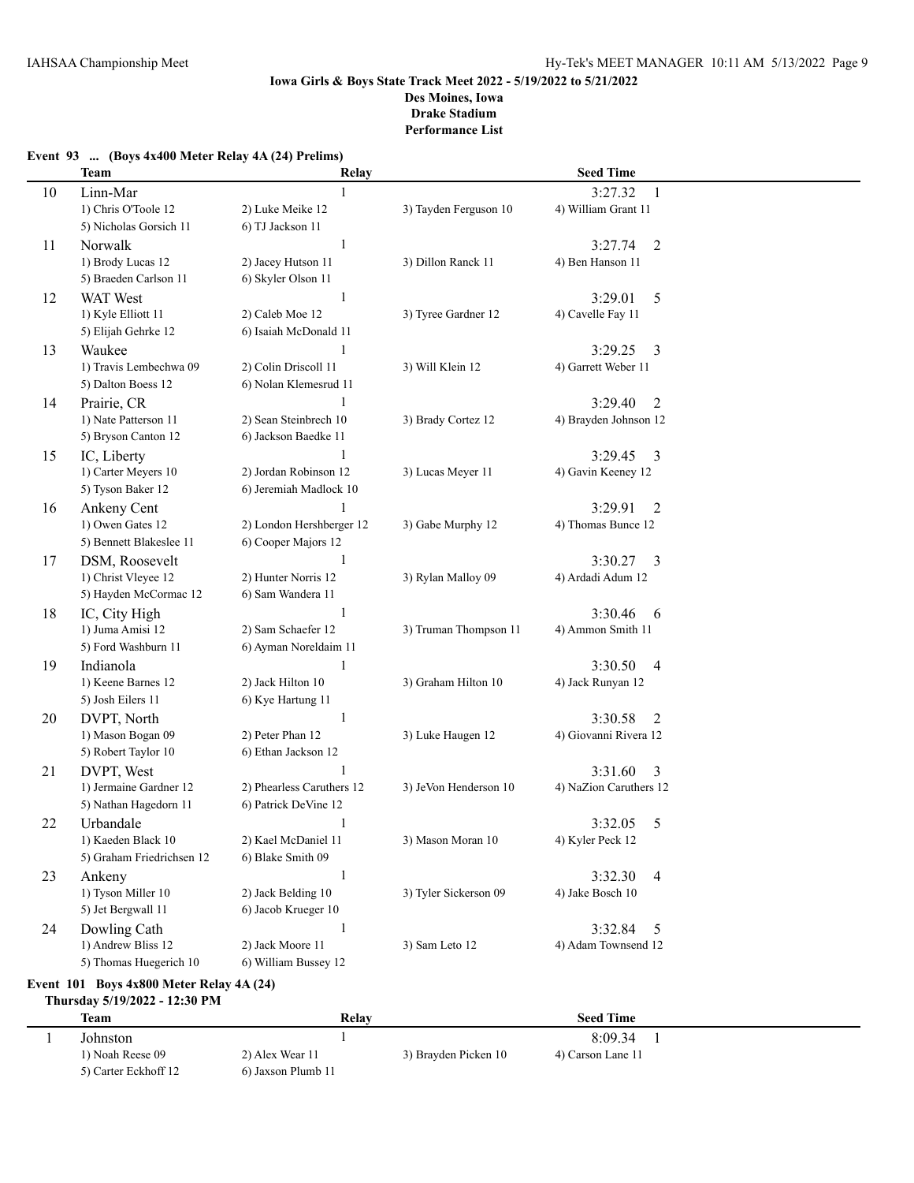**Iowa Girls & Boys State Track Meet 2022 - 5/19/2022 to 5/21/2022**
**Des Moines, Iowa**
**Drake Stadium**
**Performance List**

**Event 93 ... (Boys 4x400 Meter Relay 4A (24) Prelims)**

| | Team | Relay | | Seed Time |
|---|---|---|---|---|
| 10 | Linn-Mar | 1 | | 3:27.32 1 |
| | 1) Chris O'Toole 12 | 2) Luke Meike 12 | 3) Tayden Ferguson 10 | 4) William Grant 11 |
| | 5) Nicholas Gorsich 11 | 6) TJ Jackson 11 | | |
| 11 | Norwalk | 1 | | 3:27.74 2 |
| | 1) Brody Lucas 12 | 2) Jacey Hutson 11 | 3) Dillon Ranck 11 | 4) Ben Hanson 11 |
| | 5) Braeden Carlson 11 | 6) Skyler Olson 11 | | |
| 12 | WAT West | 1 | | 3:29.01 5 |
| | 1) Kyle Elliott 11 | 2) Caleb Moe 12 | 3) Tyree Gardner 12 | 4) Cavelle Fay 11 |
| | 5) Elijah Gehrke 12 | 6) Isaiah McDonald 11 | | |
| 13 | Waukee | 1 | | 3:29.25 3 |
| | 1) Travis Lembechwa 09 | 2) Colin Driscoll 11 | 3) Will Klein 12 | 4) Garrett Weber 11 |
| | 5) Dalton Boess 12 | 6) Nolan Klemesrud 11 | | |
| 14 | Prairie, CR | 1 | | 3:29.40 2 |
| | 1) Nate Patterson 11 | 2) Sean Steinbrech 10 | 3) Brady Cortez 12 | 4) Brayden Johnson 12 |
| | 5) Bryson Canton 12 | 6) Jackson Baedke 11 | | |
| 15 | IC, Liberty | 1 | | 3:29.45 3 |
| | 1) Carter Meyers 10 | 2) Jordan Robinson 12 | 3) Lucas Meyer 11 | 4) Gavin Keeney 12 |
| | 5) Tyson Baker 12 | 6) Jeremiah Madlock 10 | | |
| 16 | Ankeny Cent | 1 | | 3:29.91 2 |
| | 1) Owen Gates 12 | 2) London Hershberger 12 | 3) Gabe Murphy 12 | 4) Thomas Bunce 12 |
| | 5) Bennett Blakeslee 11 | 6) Cooper Majors 12 | | |
| 17 | DSM, Roosevelt | 1 | | 3:30.27 3 |
| | 1) Christ Vleyee 12 | 2) Hunter Norris 12 | 3) Rylan Malloy 09 | 4) Ardadi Adum 12 |
| | 5) Hayden McCormac 12 | 6) Sam Wandera 11 | | |
| 18 | IC, City High | 1 | | 3:30.46 6 |
| | 1) Juma Amisi 12 | 2) Sam Schaefer 12 | 3) Truman Thompson 11 | 4) Ammon Smith 11 |
| | 5) Ford Washburn 11 | 6) Ayman Noreldaim 11 | | |
| 19 | Indianola | 1 | | 3:30.50 4 |
| | 1) Keene Barnes 12 | 2) Jack Hilton 10 | 3) Graham Hilton 10 | 4) Jack Runyan 12 |
| | 5) Josh Eilers 11 | 6) Kye Hartung 11 | | |
| 20 | DVPT, North | 1 | | 3:30.58 2 |
| | 1) Mason Bogan 09 | 2) Peter Phan 12 | 3) Luke Haugen 12 | 4) Giovanni Rivera 12 |
| | 5) Robert Taylor 10 | 6) Ethan Jackson 12 | | |
| 21 | DVPT, West | 1 | | 3:31.60 3 |
| | 1) Jermaine Gardner 12 | 2) Phearless Caruthers 12 | 3) JeVon Henderson 10 | 4) NaZion Caruthers 12 |
| | 5) Nathan Hagedorn 11 | 6) Patrick DeVine 12 | | |
| 22 | Urbandale | 1 | | 3:32.05 5 |
| | 1) Kaeden Black 10 | 2) Kael McDaniel 11 | 3) Mason Moran 10 | 4) Kyler Peck 12 |
| | 5) Graham Friedrichsen 12 | 6) Blake Smith 09 | | |
| 23 | Ankeny | 1 | | 3:32.30 4 |
| | 1) Tyson Miller 10 | 2) Jack Belding 10 | 3) Tyler Sickerson 09 | 4) Jake Bosch 10 |
| | 5) Jet Bergwall 11 | 6) Jacob Krueger 10 | | |
| 24 | Dowling Cath | 1 | | 3:32.84 5 |
| | 1) Andrew Bliss 12 | 2) Jack Moore 11 | 3) Sam Leto 12 | 4) Adam Townsend 12 |
| | 5) Thomas Huegerich 10 | 6) William Bussey 12 | | |

**Event 101 Boys 4x800 Meter Relay 4A (24)**
**Thursday 5/19/2022 - 12:30 PM**

| | Team | Relay | | Seed Time |
|---|---|---|---|---|
| 1 | Johnston | 1 | | 8:09.34 1 |
| | 1) Noah Reese 09 | 2) Alex Wear 11 | 3) Brayden Picken 10 | 4) Carson Lane 11 |
| | 5) Carter Eckhoff 12 | 6) Jaxson Plumb 11 | | |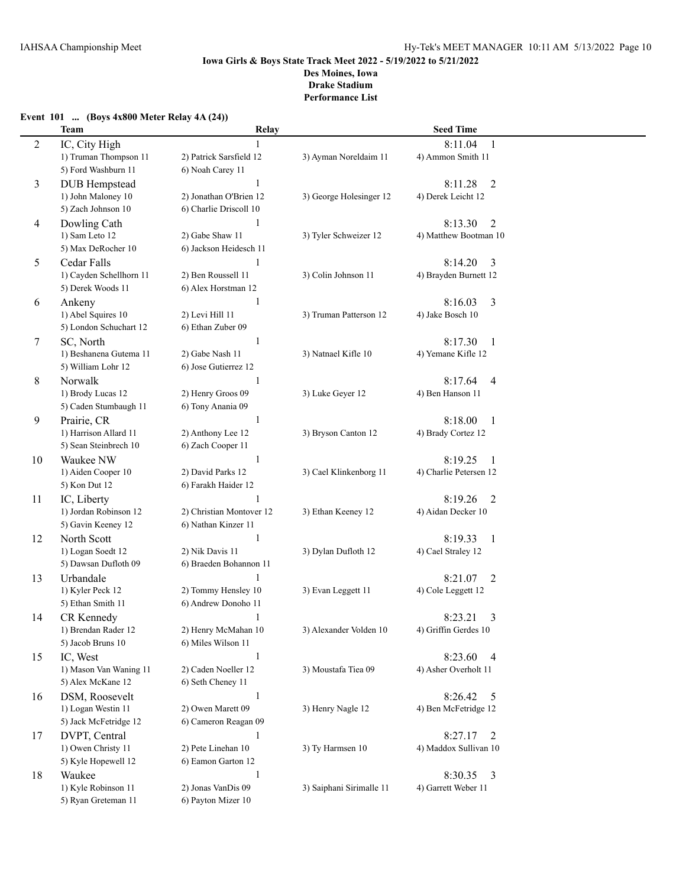**Iowa Girls & Boys State Track Meet 2022 - 5/19/2022 to 5/21/2022**
**Des Moines, Iowa**
**Drake Stadium**
**Performance List**

**Event 101 ... (Boys 4x800 Meter Relay 4A (24))**

| | Team | Relay | | Seed Time |
|---|---|---|---|---|
| 2 | IC, City High | 1 | | 8:11.04 1 |
| | 1) Truman Thompson 11 | 2) Patrick Sarsfield 12 | 3) Ayman Noreldaim 11 | 4) Ammon Smith 11 |
| | 5) Ford Washburn 11 | 6) Noah Carey 11 | | |
| 3 | DUB Hempstead | 1 | | 8:11.28 2 |
| | 1) John Maloney 10 | 2) Jonathan O'Brien 12 | 3) George Holesinger 12 | 4) Derek Leicht 12 |
| | 5) Zach Johnson 10 | 6) Charlie Driscoll 10 | | |
| 4 | Dowling Cath | 1 | | 8:13.30 2 |
| | 1) Sam Leto 12 | 2) Gabe Shaw 11 | 3) Tyler Schweizer 12 | 4) Matthew Bootman 10 |
| | 5) Max DeRocher 10 | 6) Jackson Heidesch 11 | | |
| 5 | Cedar Falls | 1 | | 8:14.20 3 |
| | 1) Cayden Schellhorn 11 | 2) Ben Roussell 11 | 3) Colin Johnson 11 | 4) Brayden Burnett 12 |
| | 5) Derek Woods 11 | 6) Alex Horstman 12 | | |
| 6 | Ankeny | 1 | | 8:16.03 3 |
| | 1) Abel Squires 10 | 2) Levi Hill 11 | 3) Truman Patterson 12 | 4) Jake Bosch 10 |
| | 5) London Schuchart 12 | 6) Ethan Zuber 09 | | |
| 7 | SC, North | 1 | | 8:17.30 1 |
| | 1) Beshanena Gutema 11 | 2) Gabe Nash 11 | 3) Natnael Kifle 10 | 4) Yemane Kifle 12 |
| | 5) William Lohr 12 | 6) Jose Gutierrez 12 | | |
| 8 | Norwalk | 1 | | 8:17.64 4 |
| | 1) Brody Lucas 12 | 2) Henry Groos 09 | 3) Luke Geyer 12 | 4) Ben Hanson 11 |
| | 5) Caden Stumbaugh 11 | 6) Tony Anania 09 | | |
| 9 | Prairie, CR | 1 | | 8:18.00 1 |
| | 1) Harrison Allard 11 | 2) Anthony Lee 12 | 3) Bryson Canton 12 | 4) Brady Cortez 12 |
| | 5) Sean Steinbrech 10 | 6) Zach Cooper 11 | | |
| 10 | Waukee NW | 1 | | 8:19.25 1 |
| | 1) Aiden Cooper 10 | 2) David Parks 12 | 3) Cael Klinkenborg 11 | 4) Charlie Petersen 12 |
| | 5) Kon Dut 12 | 6) Farakh Haider 12 | | |
| 11 | IC, Liberty | 1 | | 8:19.26 2 |
| | 1) Jordan Robinson 12 | 2) Christian Montover 12 | 3) Ethan Keeney 12 | 4) Aidan Decker 10 |
| | 5) Gavin Keeney 12 | 6) Nathan Kinzer 11 | | |
| 12 | North Scott | 1 | | 8:19.33 1 |
| | 1) Logan Soedt 12 | 2) Nik Davis 11 | 3) Dylan Dufloth 12 | 4) Cael Straley 12 |
| | 5) Dawsan Dufloth 09 | 6) Braeden Bohannon 11 | | |
| 13 | Urbandale | 1 | | 8:21.07 2 |
| | 1) Kyler Peck 12 | 2) Tommy Hensley 10 | 3) Evan Leggett 11 | 4) Cole Leggett 12 |
| | 5) Ethan Smith 11 | 6) Andrew Donoho 11 | | |
| 14 | CR Kennedy | 1 | | 8:23.21 3 |
| | 1) Brendan Rader 12 | 2) Henry McMahan 10 | 3) Alexander Volden 10 | 4) Griffin Gerdes 10 |
| | 5) Jacob Bruns 10 | 6) Miles Wilson 11 | | |
| 15 | IC, West | 1 | | 8:23.60 4 |
| | 1) Mason Van Waning 11 | 2) Caden Noeller 12 | 3) Moustafa Tiea 09 | 4) Asher Overholt 11 |
| | 5) Alex McKane 12 | 6) Seth Cheney 11 | | |
| 16 | DSM, Roosevelt | 1 | | 8:26.42 5 |
| | 1) Logan Westin 11 | 2) Owen Marett 09 | 3) Henry Nagle 12 | 4) Ben McFetridge 12 |
| | 5) Jack McFetridge 12 | 6) Cameron Reagan 09 | | |
| 17 | DVPT, Central | 1 | | 8:27.17 2 |
| | 1) Owen Christy 11 | 2) Pete Linehan 10 | 3) Ty Harmsen 10 | 4) Maddox Sullivan 10 |
| | 5) Kyle Hopewell 12 | 6) Eamon Garton 12 | | |
| 18 | Waukee | 1 | | 8:30.35 3 |
| | 1) Kyle Robinson 11 | 2) Jonas VanDis 09 | 3) Saiphani Sirimalle 11 | 4) Garrett Weber 11 |
| | 5) Ryan Greteman 11 | 6) Payton Mizer 10 | | |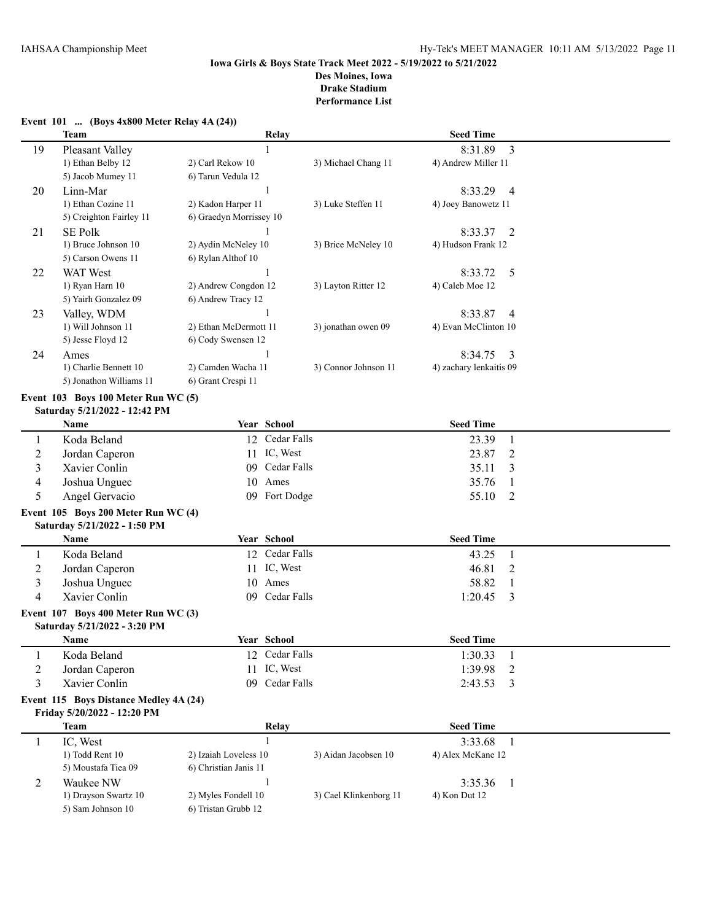### Event 101 ... (Boys 4x800 Meter Relay 4A (24))

| | Team | Relay | | Seed Time |
|---|---|---|---|---|
| 19 | Pleasant Valley | 1 | | 8:31.89 3 |
| | 1) Ethan Belby 12 | 2) Carl Rekow 10 | 3) Michael Chang 11 | 4) Andrew Miller 11 |
| | 5) Jacob Mumey 11 | 6) Tarun Vedula 12 | | |
| 20 | Linn-Mar | 1 | | 8:33.29 4 |
| | 1) Ethan Cozine 11 | 2) Kadon Harper 11 | 3) Luke Steffen 11 | 4) Joey Banowetz 11 |
| | 5) Creighton Fairley 11 | 6) Graedyn Morrissey 10 | | |
| 21 | SE Polk | 1 | | 8:33.37 2 |
| | 1) Bruce Johnson 10 | 2) Aydin McNeley 10 | 3) Brice McNeley 10 | 4) Hudson Frank 12 |
| | 5) Carson Owens 11 | 6) Rylan Althof 10 | | |
| 22 | WAT West | 1 | | 8:33.72 5 |
| | 1) Ryan Harn 10 | 2) Andrew Congdon 12 | 3) Layton Ritter 12 | 4) Caleb Moe 12 |
| | 5) Yairh Gonzalez 09 | 6) Andrew Tracy 12 | | |
| 23 | Valley, WDM | 1 | | 8:33.87 4 |
| | 1) Will Johnson 11 | 2) Ethan McDermott 11 | 3) jonathan owen 09 | 4) Evan McClinton 10 |
| | 5) Jesse Floyd 12 | 6) Cody Swensen 12 | | |
| 24 | Ames | 1 | | 8:34.75 3 |
| | 1) Charlie Bennett 10 | 2) Camden Wacha 11 | 3) Connor Johnson 11 | 4) zachary lenkaitis 09 |
| | 5) Jonathon Williams 11 | 6) Grant Crespi 11 | | |

### Event 103 Boys 100 Meter Run WC (5)
**Saturday 5/21/2022 - 12:42 PM**

| | Name | Year | School | Seed Time |
|---|---|---|---|---|
| 1 | Koda Beland | 12 | Cedar Falls | 23.39 1 |
| 2 | Jordan Caperon | 11 | IC, West | 23.87 2 |
| 3 | Xavier Conlin | 09 | Cedar Falls | 35.11 3 |
| 4 | Joshua Unguec | 10 | Ames | 35.76 1 |
| 5 | Angel Gervacio | 09 | Fort Dodge | 55.10 2 |

### Event 105 Boys 200 Meter Run WC (4)
**Saturday 5/21/2022 - 1:50 PM**

| | Name | Year | School | Seed Time |
|---|---|---|---|---|
| 1 | Koda Beland | 12 | Cedar Falls | 43.25 1 |
| 2 | Jordan Caperon | 11 | IC, West | 46.81 2 |
| 3 | Joshua Unguec | 10 | Ames | 58.82 1 |
| 4 | Xavier Conlin | 09 | Cedar Falls | 1:20.45 3 |

### Event 107 Boys 400 Meter Run WC (3)
**Saturday 5/21/2022 - 3:20 PM**

| | Name | Year | School | Seed Time |
|---|---|---|---|---|
| 1 | Koda Beland | 12 | Cedar Falls | 1:30.33 1 |
| 2 | Jordan Caperon | 11 | IC, West | 1:39.98 2 |
| 3 | Xavier Conlin | 09 | Cedar Falls | 2:43.53 3 |

### Event 115 Boys Distance Medley 4A (24)
**Friday 5/20/2022 - 12:20 PM**

| | Team | Relay | | Seed Time |
|---|---|---|---|---|
| 1 | IC, West | 1 | | 3:33.68 1 |
| | 1) Todd Rent 10 | 2) Izaiah Loveless 10 | 3) Aidan Jacobsen 10 | 4) Alex McKane 12 |
| | 5) Moustafa Tiea 09 | 6) Christian Janis 11 | | |
| 2 | Waukee NW | 1 | | 3:35.36 1 |
| | 1) Drayson Swartz 10 | 2) Myles Fondell 10 | 3) Cael Klinkenborg 11 | 4) Kon Dut 12 |
| | 5) Sam Johnson 10 | 6) Tristan Grubb 12 | | |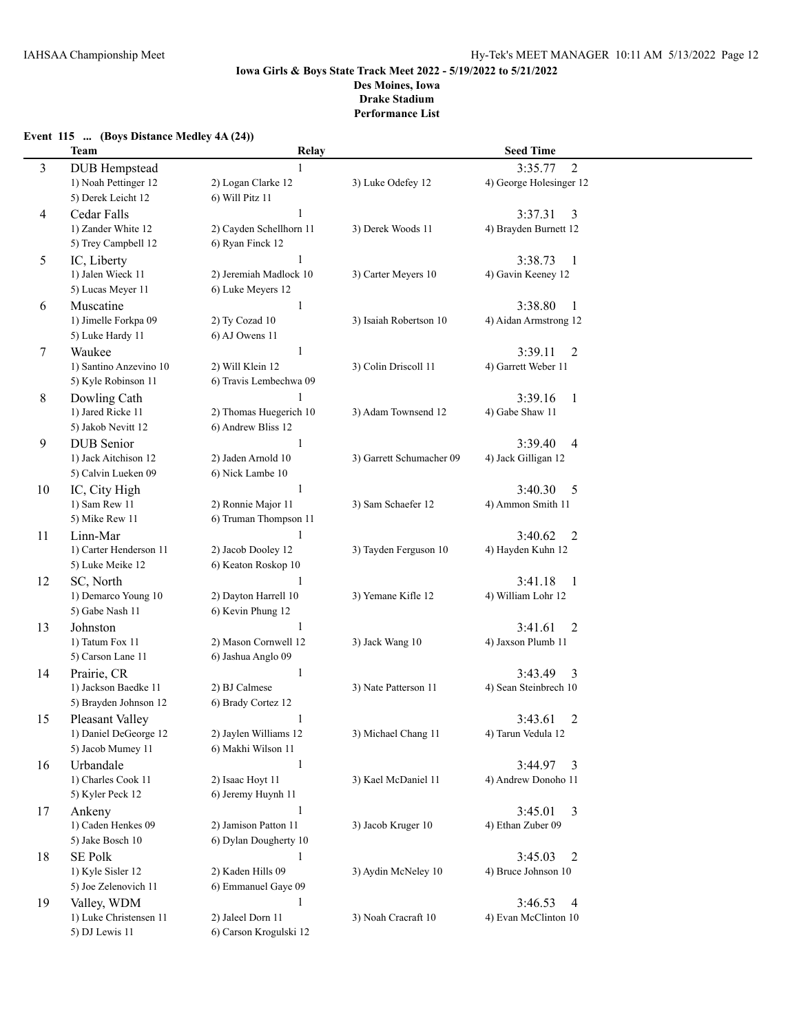**Iowa Girls & Boys State Track Meet 2022 - 5/19/2022 to 5/21/2022**
**Des Moines, Iowa**
**Drake Stadium**
**Performance List**

**Event 115 ... (Boys Distance Medley 4A (24))**

| | Team | Relay | | Seed Time |
|---|---|---|---|---|
| 3 | DUB Hempstead | 1 | | 3:35.77 2 |
| | 1) Noah Pettinger 12 | 2) Logan Clarke 12 | 3) Luke Odefey 12 | 4) George Holesinger 12 |
| | 5) Derek Leicht 12 | 6) Will Pitz 11 | | |
| 4 | Cedar Falls | 1 | | 3:37.31 3 |
| | 1) Zander White 12 | 2) Cayden Schellhorn 11 | 3) Derek Woods 11 | 4) Brayden Burnett 12 |
| | 5) Trey Campbell 12 | 6) Ryan Finck 12 | | |
| 5 | IC, Liberty | 1 | | 3:38.73 1 |
| | 1) Jalen Wieck 11 | 2) Jeremiah Madlock 10 | 3) Carter Meyers 10 | 4) Gavin Keeney 12 |
| | 5) Lucas Meyer 11 | 6) Luke Meyers 12 | | |
| 6 | Muscatine | 1 | | 3:38.80 1 |
| | 1) Jimelle Forkpa 09 | 2) Ty Cozad 10 | 3) Isaiah Robertson 10 | 4) Aidan Armstrong 12 |
| | 5) Luke Hardy 11 | 6) AJ Owens 11 | | |
| 7 | Waukee | 1 | | 3:39.11 2 |
| | 1) Santino Anzevino 10 | 2) Will Klein 12 | 3) Colin Driscoll 11 | 4) Garrett Weber 11 |
| | 5) Kyle Robinson 11 | 6) Travis Lembechwa 09 | | |
| 8 | Dowling Cath | 1 | | 3:39.16 1 |
| | 1) Jared Ricke 11 | 2) Thomas Huegerich 10 | 3) Adam Townsend 12 | 4) Gabe Shaw 11 |
| | 5) Jakob Nevitt 12 | 6) Andrew Bliss 12 | | |
| 9 | DUB Senior | 1 | | 3:39.40 4 |
| | 1) Jack Aitchison 12 | 2) Jaden Arnold 10 | 3) Garrett Schumacher 09 | 4) Jack Gilligan 12 |
| | 5) Calvin Lueken 09 | 6) Nick Lambe 10 | | |
| 10 | IC, City High | 1 | | 3:40.30 5 |
| | 1) Sam Rew 11 | 2) Ronnie Major 11 | 3) Sam Schaefer 12 | 4) Ammon Smith 11 |
| | 5) Mike Rew 11 | 6) Truman Thompson 11 | | |
| 11 | Linn-Mar | 1 | | 3:40.62 2 |
| | 1) Carter Henderson 11 | 2) Jacob Dooley 12 | 3) Tayden Ferguson 10 | 4) Hayden Kuhn 12 |
| | 5) Luke Meike 12 | 6) Keaton Roskop 10 | | |
| 12 | SC, North | 1 | | 3:41.18 1 |
| | 1) Demarco Young 10 | 2) Dayton Harrell 10 | 3) Yemane Kifle 12 | 4) William Lohr 12 |
| | 5) Gabe Nash 11 | 6) Kevin Phung 12 | | |
| 13 | Johnston | 1 | | 3:41.61 2 |
| | 1) Tatum Fox 11 | 2) Mason Cornwell 12 | 3) Jack Wang 10 | 4) Jaxson Plumb 11 |
| | 5) Carson Lane 11 | 6) Jashua Anglo 09 | | |
| 14 | Prairie, CR | 1 | | 3:43.49 3 |
| | 1) Jackson Baedke 11 | 2) BJ Calmese | 3) Nate Patterson 11 | 4) Sean Steinbrech 10 |
| | 5) Brayden Johnson 12 | 6) Brady Cortez 12 | | |
| 15 | Pleasant Valley | 1 | | 3:43.61 2 |
| | 1) Daniel DeGeorge 12 | 2) Jaylen Williams 12 | 3) Michael Chang 11 | 4) Tarun Vedula 12 |
| | 5) Jacob Mumey 11 | 6) Makhi Wilson 11 | | |
| 16 | Urbandale | 1 | | 3:44.97 3 |
| | 1) Charles Cook 11 | 2) Isaac Hoyt 11 | 3) Kael McDaniel 11 | 4) Andrew Donoho 11 |
| | 5) Kyler Peck 12 | 6) Jeremy Huynh 11 | | |
| 17 | Ankeny | 1 | | 3:45.01 3 |
| | 1) Caden Henkes 09 | 2) Jamison Patton 11 | 3) Jacob Kruger 10 | 4) Ethan Zuber 09 |
| | 5) Jake Bosch 10 | 6) Dylan Dougherty 10 | | |
| 18 | SE Polk | 1 | | 3:45.03 2 |
| | 1) Kyle Sisler 12 | 2) Kaden Hills 09 | 3) Aydin McNeley 10 | 4) Bruce Johnson 10 |
| | 5) Joe Zelenovich 11 | 6) Emmanuel Gaye 09 | | |
| 19 | Valley, WDM | 1 | | 3:46.53 4 |
| | 1) Luke Christensen 11 | 2) Jaleel Dorn 11 | 3) Noah Cracraft 10 | 4) Evan McClinton 10 |
| | 5) DJ Lewis 11 | 6) Carson Krogulski 12 | | |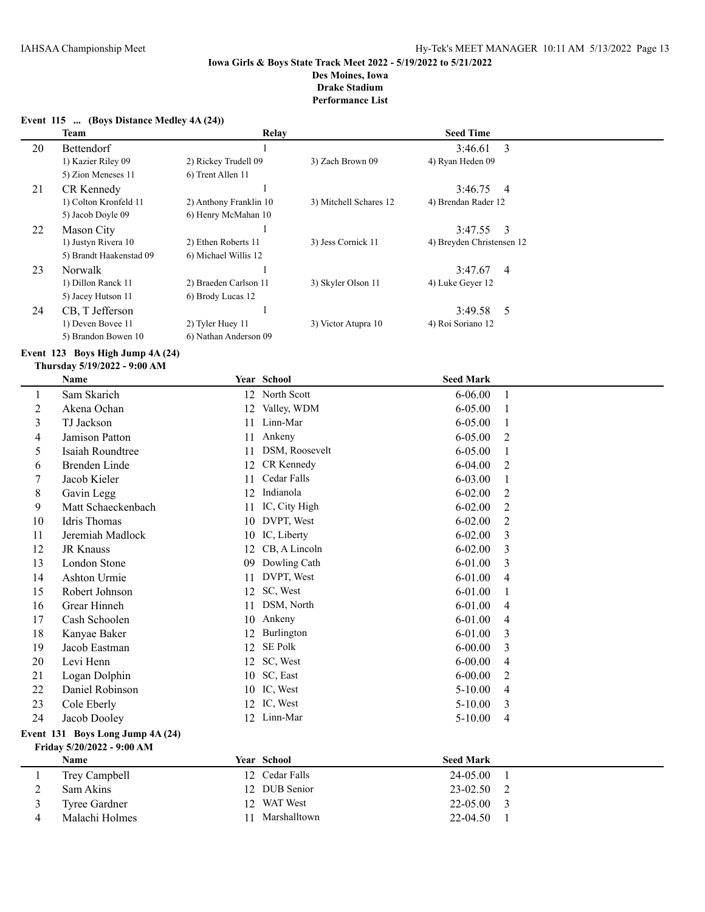**Iowa Girls & Boys State Track Meet 2022 - 5/19/2022 to 5/21/2022**
**Des Moines, Iowa**
**Drake Stadium**
**Performance List**

### Event 115 ... (Boys Distance Medley 4A (24))

| | Team | Relay | | Seed Time | |
|---|---|---|---|---|---|
| 20 | Bettendorf | 1 | | 3:46.61 | 3 |
| | 1) Kazier Riley 09 | 2) Rickey Trudell 09 | 3) Zach Brown 09 | 4) Ryan Heden 09 | |
| | 5) Zion Meneses 11 | 6) Trent Allen 11 | | | |
| 21 | CR Kennedy | 1 | | 3:46.75 | 4 |
| | 1) Colton Kronfeld 11 | 2) Anthony Franklin 10 | 3) Mitchell Schares 12 | 4) Brendan Rader 12 | |
| | 5) Jacob Doyle 09 | 6) Henry McMahan 10 | | | |
| 22 | Mason City | 1 | | 3:47.55 | 3 |
| | 1) Justyn Rivera 10 | 2) Ethen Roberts 11 | 3) Jess Cornick 11 | 4) Breyden Christensen 12 | |
| | 5) Brandt Haakenstad 09 | 6) Michael Willis 12 | | | |
| 23 | Norwalk | 1 | | 3:47.67 | 4 |
| | 1) Dillon Ranck 11 | 2) Braeden Carlson 11 | 3) Skyler Olson 11 | 4) Luke Geyer 12 | |
| | 5) Jacey Hutson 11 | 6) Brody Lucas 12 | | | |
| 24 | CB, T Jefferson | 1 | | 3:49.58 | 5 |
| | 1) Deven Bovee 11 | 2) Tyler Huey 11 | 3) Victor Atupra 10 | 4) Roi Soriano 12 | |
| | 5) Brandon Bowen 10 | 6) Nathan Anderson 09 | | | |

### Event 123 Boys High Jump 4A (24)

**Thursday 5/19/2022 - 9:00 AM**

| | Name | Year | School | Seed Mark | |
|---|---|---|---|---|---|
| 1 | Sam Skarich | 12 | North Scott | 6-06.00 | 1 |
| 2 | Akena Ochan | 12 | Valley, WDM | 6-05.00 | 1 |
| 3 | TJ Jackson | 11 | Linn-Mar | 6-05.00 | 1 |
| 4 | Jamison Patton | 11 | Ankeny | 6-05.00 | 2 |
| 5 | Isaiah Roundtree | 11 | DSM, Roosevelt | 6-05.00 | 1 |
| 6 | Brenden Linde | 12 | CR Kennedy | 6-04.00 | 2 |
| 7 | Jacob Kieler | 11 | Cedar Falls | 6-03.00 | 1 |
| 8 | Gavin Legg | 12 | Indianola | 6-02.00 | 2 |
| 9 | Matt Schaeckenbach | 11 | IC, City High | 6-02.00 | 2 |
| 10 | Idris Thomas | 10 | DVPT, West | 6-02.00 | 2 |
| 11 | Jeremiah Madlock | 10 | IC, Liberty | 6-02.00 | 3 |
| 12 | JR Knauss | 12 | CB, A Lincoln | 6-02.00 | 3 |
| 13 | London Stone | 09 | Dowling Cath | 6-01.00 | 3 |
| 14 | Ashton Urmie | 11 | DVPT, West | 6-01.00 | 4 |
| 15 | Robert Johnson | 12 | SC, West | 6-01.00 | 1 |
| 16 | Grear Hinneh | 11 | DSM, North | 6-01.00 | 4 |
| 17 | Cash Schoolen | 10 | Ankeny | 6-01.00 | 4 |
| 18 | Kanyae Baker | 12 | Burlington | 6-01.00 | 3 |
| 19 | Jacob Eastman | 12 | SE Polk | 6-00.00 | 3 |
| 20 | Levi Henn | 12 | SC, West | 6-00.00 | 4 |
| 21 | Logan Dolphin | 10 | SC, East | 6-00.00 | 2 |
| 22 | Daniel Robinson | 10 | IC, West | 5-10.00 | 4 |
| 23 | Cole Eberly | 12 | IC, West | 5-10.00 | 3 |
| 24 | Jacob Dooley | 12 | Linn-Mar | 5-10.00 | 4 |

### Event 131 Boys Long Jump 4A (24)

**Friday 5/20/2022 - 9:00 AM**

| | Name | Year | School | Seed Mark | |
|---|---|---|---|---|---|
| 1 | Trey Campbell | 12 | Cedar Falls | 24-05.00 | 1 |
| 2 | Sam Akins | 12 | DUB Senior | 23-02.50 | 2 |
| 3 | Tyree Gardner | 12 | WAT West | 22-05.00 | 3 |
| 4 | Malachi Holmes | 11 | Marshalltown | 22-04.50 | 1 |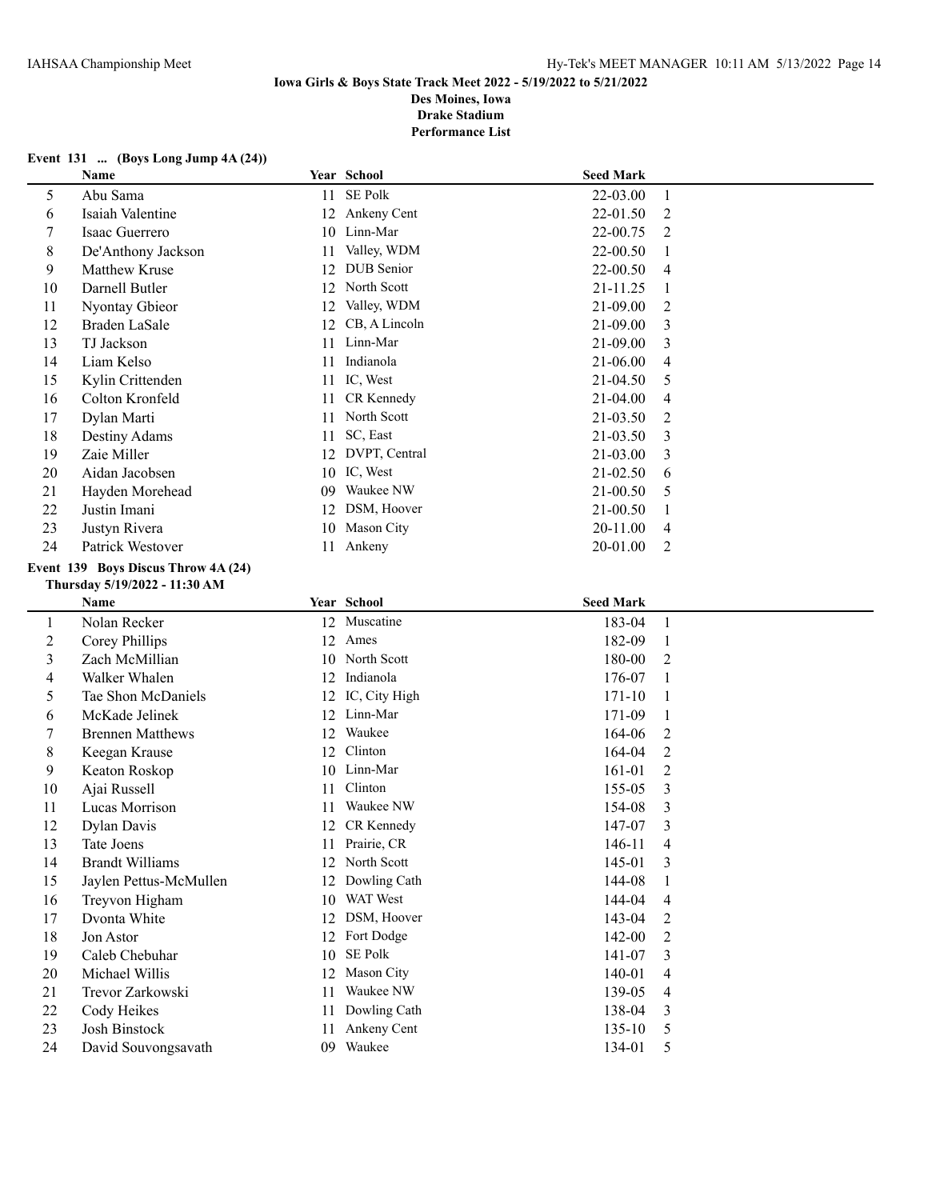**Event 131 ... (Boys Long Jump 4A (24))**

| | Name | Year | School | Seed Mark | |
|---|---|---|---|---|---|
| 5 | Abu Sama | 11 | SE Polk | 22-03.00 | 1 |
| 6 | Isaiah Valentine | 12 | Ankeny Cent | 22-01.50 | 2 |
| 7 | Isaac Guerrero | 10 | Linn-Mar | 22-00.75 | 2 |
| 8 | De'Anthony Jackson | 11 | Valley, WDM | 22-00.50 | 1 |
| 9 | Matthew Kruse | 12 | DUB Senior | 22-00.50 | 4 |
| 10 | Darnell Butler | 12 | North Scott | 21-11.25 | 1 |
| 11 | Nyontay Gbieor | 12 | Valley, WDM | 21-09.00 | 2 |
| 12 | Braden LaSale | 12 | CB, A Lincoln | 21-09.00 | 3 |
| 13 | TJ Jackson | 11 | Linn-Mar | 21-09.00 | 3 |
| 14 | Liam Kelso | 11 | Indianola | 21-06.00 | 4 |
| 15 | Kylin Crittenden | 11 | IC, West | 21-04.50 | 5 |
| 16 | Colton Kronfeld | 11 | CR Kennedy | 21-04.00 | 4 |
| 17 | Dylan Marti | 11 | North Scott | 21-03.50 | 2 |
| 18 | Destiny Adams | 11 | SC, East | 21-03.50 | 3 |
| 19 | Zaie Miller | 12 | DVPT, Central | 21-03.00 | 3 |
| 20 | Aidan Jacobsen | 10 | IC, West | 21-02.50 | 6 |
| 21 | Hayden Morehead | 09 | Waukee NW | 21-00.50 | 5 |
| 22 | Justin Imani | 12 | DSM, Hoover | 21-00.50 | 1 |
| 23 | Justyn Rivera | 10 | Mason City | 20-11.00 | 4 |
| 24 | Patrick Westover | 11 | Ankeny | 20-01.00 | 2 |

**Event 139 Boys Discus Throw 4A (24)**

**Thursday 5/19/2022 - 11:30 AM**

| | Name | Year | School | Seed Mark | |
|---|---|---|---|---|---|
| 1 | Nolan Recker | 12 | Muscatine | 183-04 | 1 |
| 2 | Corey Phillips | 12 | Ames | 182-09 | 1 |
| 3 | Zach McMillian | 10 | North Scott | 180-00 | 2 |
| 4 | Walker Whalen | 12 | Indianola | 176-07 | 1 |
| 5 | Tae Shon McDaniels | 12 | IC, City High | 171-10 | 1 |
| 6 | McKade Jelinek | 12 | Linn-Mar | 171-09 | 1 |
| 7 | Brennen Matthews | 12 | Waukee | 164-06 | 2 |
| 8 | Keegan Krause | 12 | Clinton | 164-04 | 2 |
| 9 | Keaton Roskop | 10 | Linn-Mar | 161-01 | 2 |
| 10 | Ajai Russell | 11 | Clinton | 155-05 | 3 |
| 11 | Lucas Morrison | 11 | Waukee NW | 154-08 | 3 |
| 12 | Dylan Davis | 12 | CR Kennedy | 147-07 | 3 |
| 13 | Tate Joens | 11 | Prairie, CR | 146-11 | 4 |
| 14 | Brandt Williams | 12 | North Scott | 145-01 | 3 |
| 15 | Jaylen Pettus-McMullen | 12 | Dowling Cath | 144-08 | 1 |
| 16 | Treyvon Higham | 10 | WAT West | 144-04 | 4 |
| 17 | Dvonta White | 12 | DSM, Hoover | 143-04 | 2 |
| 18 | Jon Astor | 12 | Fort Dodge | 142-00 | 2 |
| 19 | Caleb Chebuhar | 10 | SE Polk | 141-07 | 3 |
| 20 | Michael Willis | 12 | Mason City | 140-01 | 4 |
| 21 | Trevor Zarkowski | 11 | Waukee NW | 139-05 | 4 |
| 22 | Cody Heikes | 11 | Dowling Cath | 138-04 | 3 |
| 23 | Josh Binstock | 11 | Ankeny Cent | 135-10 | 5 |
| 24 | David Souvongsavath | 09 | Waukee | 134-01 | 5 |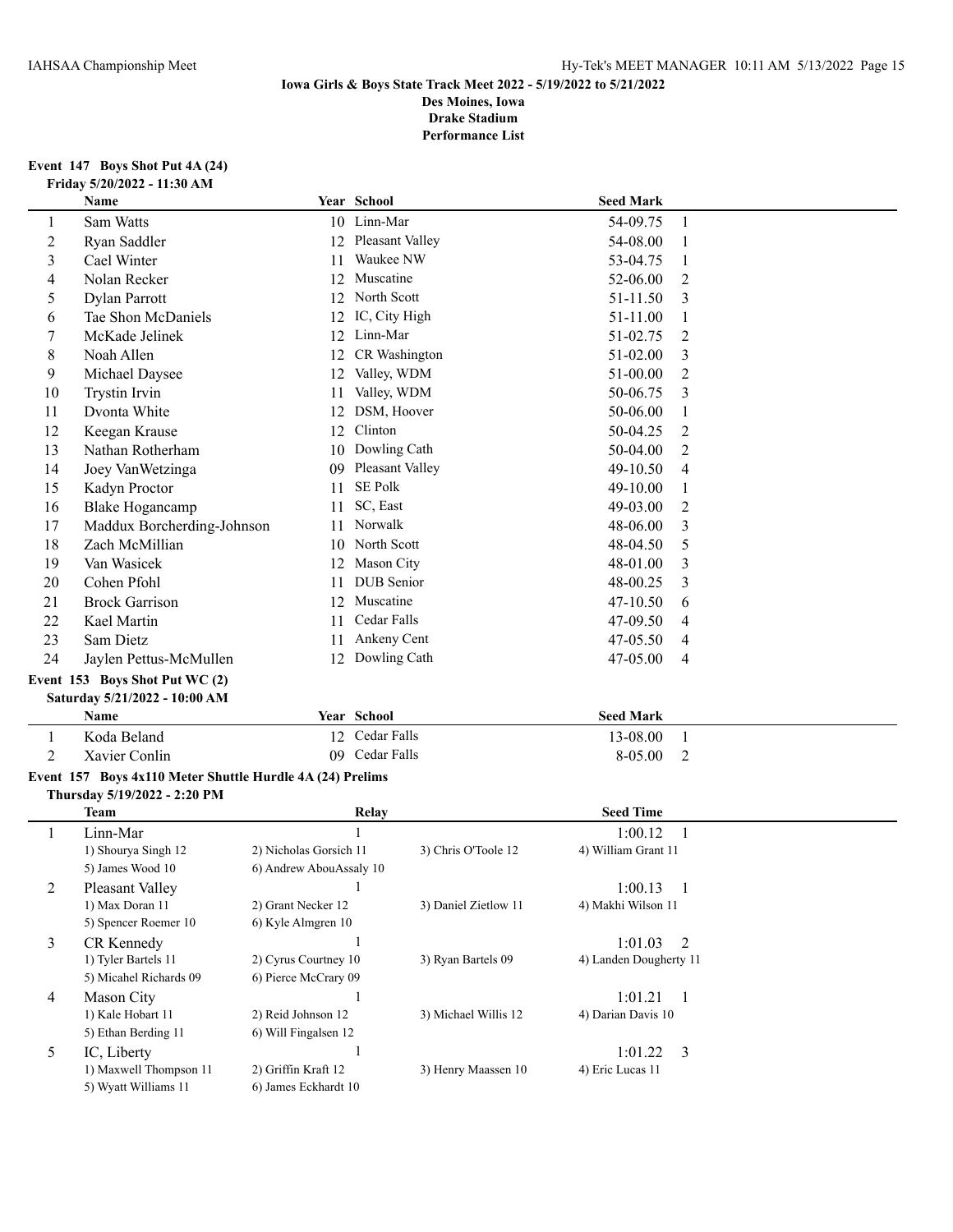**Iowa Girls & Boys State Track Meet 2022 - 5/19/2022 to 5/21/2022**
**Des Moines, Iowa**
**Drake Stadium**
**Performance List**

### Event 147 Boys Shot Put 4A (24)

**Friday 5/20/2022 - 11:30 AM**

| | Name | Year | School | Seed Mark | |
|---|---|---|---|---|---|
| 1 | Sam Watts | 10 | Linn-Mar | 54-09.75 | 1 |
| 2 | Ryan Saddler | 12 | Pleasant Valley | 54-08.00 | 1 |
| 3 | Cael Winter | 11 | Waukee NW | 53-04.75 | 1 |
| 4 | Nolan Recker | 12 | Muscatine | 52-06.00 | 2 |
| 5 | Dylan Parrott | 12 | North Scott | 51-11.50 | 3 |
| 6 | Tae Shon McDaniels | 12 | IC, City High | 51-11.00 | 1 |
| 7 | McKade Jelinek | 12 | Linn-Mar | 51-02.75 | 2 |
| 8 | Noah Allen | 12 | CR Washington | 51-02.00 | 3 |
| 9 | Michael Daysee | 12 | Valley, WDM | 51-00.00 | 2 |
| 10 | Trystin Irvin | 11 | Valley, WDM | 50-06.75 | 3 |
| 11 | Dvonta White | 12 | DSM, Hoover | 50-06.00 | 1 |
| 12 | Keegan Krause | 12 | Clinton | 50-04.25 | 2 |
| 13 | Nathan Rotherham | 10 | Dowling Cath | 50-04.00 | 2 |
| 14 | Joey VanWetzinga | 09 | Pleasant Valley | 49-10.50 | 4 |
| 15 | Kadyn Proctor | 11 | SE Polk | 49-10.00 | 1 |
| 16 | Blake Hogancamp | 11 | SC, East | 49-03.00 | 2 |
| 17 | Maddux Borcherding-Johnson | 11 | Norwalk | 48-06.00 | 3 |
| 18 | Zach McMillian | 10 | North Scott | 48-04.50 | 5 |
| 19 | Van Wasicek | 12 | Mason City | 48-01.00 | 3 |
| 20 | Cohen Pfohl | 11 | DUB Senior | 48-00.25 | 3 |
| 21 | Brock Garrison | 12 | Muscatine | 47-10.50 | 6 |
| 22 | Kael Martin | 11 | Cedar Falls | 47-09.50 | 4 |
| 23 | Sam Dietz | 11 | Ankeny Cent | 47-05.50 | 4 |
| 24 | Jaylen Pettus-McMullen | 12 | Dowling Cath | 47-05.00 | 4 |

### Event 153 Boys Shot Put WC (2)

**Saturday 5/21/2022 - 10:00 AM**

| | Name | Year | School | Seed Mark | |
|---|---|---|---|---|---|
| 1 | Koda Beland | 12 | Cedar Falls | 13-08.00 | 1 |
| 2 | Xavier Conlin | 09 | Cedar Falls | 8-05.00 | 2 |

### Event 157 Boys 4x110 Meter Shuttle Hurdle 4A (24) Prelims

**Thursday 5/19/2022 - 2:20 PM**

| | Team | Relay | | Seed Time | |
|---|---|---|---|---|---|
| 1 | Linn-Mar | 1 | | 1:00.12 | 1 |
| | 1) Shourya Singh 12 | 2) Nicholas Gorsich 11 | 3) Chris O'Toole 12 | 4) William Grant 11 | |
| | 5) James Wood 10 | 6) Andrew AbouAssaly 10 | | | |
| 2 | Pleasant Valley | 1 | | 1:00.13 | 1 |
| | 1) Max Doran 11 | 2) Grant Necker 12 | 3) Daniel Zietlow 11 | 4) Makhi Wilson 11 | |
| | 5) Spencer Roemer 10 | 6) Kyle Almgren 10 | | | |
| 3 | CR Kennedy | 1 | | 1:01.03 | 2 |
| | 1) Tyler Bartels 11 | 2) Cyrus Courtney 10 | 3) Ryan Bartels 09 | 4) Landen Dougherty 11 | |
| | 5) Micahel Richards 09 | 6) Pierce McCrary 09 | | | |
| 4 | Mason City | 1 | | 1:01.21 | 1 |
| | 1) Kale Hobart 11 | 2) Reid Johnson 12 | 3) Michael Willis 12 | 4) Darian Davis 10 | |
| | 5) Ethan Berding 11 | 6) Will Fingalsen 12 | | | |
| 5 | IC, Liberty | 1 | | 1:01.22 | 3 |
| | 1) Maxwell Thompson 11 | 2) Griffin Kraft 12 | 3) Henry Maassen 10 | 4) Eric Lucas 11 | |
| | 5) Wyatt Williams 11 | 6) James Eckhardt 10 | | | |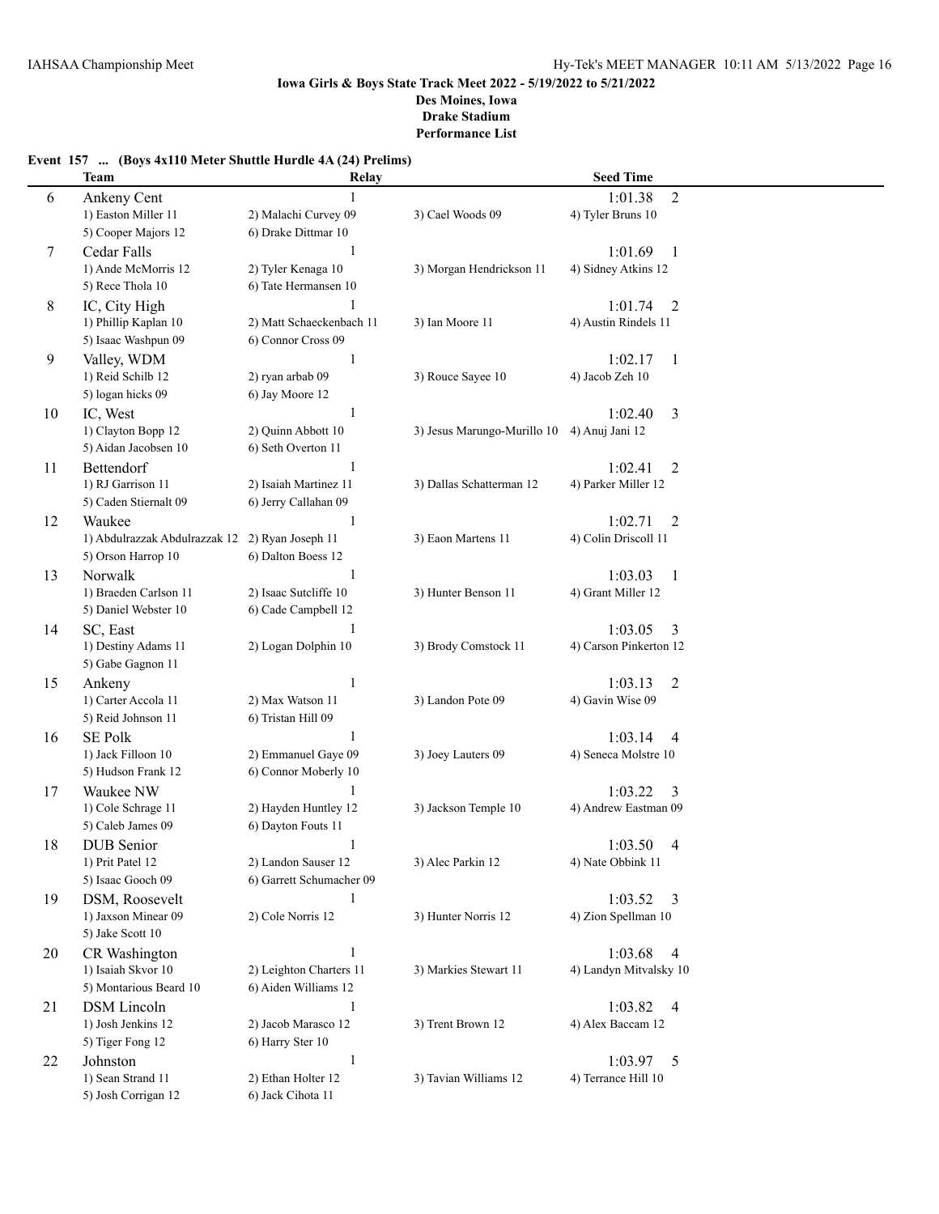### Iowa Girls & Boys State Track Meet 2022 - 5/19/2022 to 5/21/2022

**Des Moines, Iowa**
**Drake Stadium**
**Performance List**

**Event 157 ... (Boys 4x110 Meter Shuttle Hurdle 4A (24) Prelims)**

| | Team | Relay | | Seed Time |
|---|---|---|---|---|
| 6 | Ankeny Cent | 1 | | 1:01.38 2 |
| | 1) Easton Miller 11 | 2) Malachi Curvey 09 | 3) Cael Woods 09 | 4) Tyler Bruns 10 |
| | 5) Cooper Majors 12 | 6) Drake Dittmar 10 | | |
| 7 | Cedar Falls | 1 | | 1:01.69 1 |
| | 1) Ande McMorris 12 | 2) Tyler Kenaga 10 | 3) Morgan Hendrickson 11 | 4) Sidney Atkins 12 |
| | 5) Rece Thola 10 | 6) Tate Hermansen 10 | | |
| 8 | IC, City High | 1 | | 1:01.74 2 |
| | 1) Phillip Kaplan 10 | 2) Matt Schaeckenbach 11 | 3) Ian Moore 11 | 4) Austin Rindels 11 |
| | 5) Isaac Washpun 09 | 6) Connor Cross 09 | | |
| 9 | Valley, WDM | 1 | | 1:02.17 1 |
| | 1) Reid Schilb 12 | 2) ryan arbab 09 | 3) Rouce Sayee 10 | 4) Jacob Zeh 10 |
| | 5) logan hicks 09 | 6) Jay Moore 12 | | |
| 10 | IC, West | 1 | | 1:02.40 3 |
| | 1) Clayton Bopp 12 | 2) Quinn Abbott 10 | 3) Jesus Marungo-Murillo 10 | 4) Anuj Jani 12 |
| | 5) Aidan Jacobsen 10 | 6) Seth Overton 11 | | |
| 11 | Bettendorf | 1 | | 1:02.41 2 |
| | 1) RJ Garrison 11 | 2) Isaiah Martinez 11 | 3) Dallas Schatterman 12 | 4) Parker Miller 12 |
| | 5) Caden Stiernalt 09 | 6) Jerry Callahan 09 | | |
| 12 | Waukee | 1 | | 1:02.71 2 |
| | 1) Abdulrazzak Abdulrazzak 12 | 2) Ryan Joseph 11 | 3) Eaon Martens 11 | 4) Colin Driscoll 11 |
| | 5) Orson Harrop 10 | 6) Dalton Boess 12 | | |
| 13 | Norwalk | 1 | | 1:03.03 1 |
| | 1) Braeden Carlson 11 | 2) Isaac Sutcliffe 10 | 3) Hunter Benson 11 | 4) Grant Miller 12 |
| | 5) Daniel Webster 10 | 6) Cade Campbell 12 | | |
| 14 | SC, East | 1 | | 1:03.05 3 |
| | 1) Destiny Adams 11 | 2) Logan Dolphin 10 | 3) Brody Comstock 11 | 4) Carson Pinkerton 12 |
| | 5) Gabe Gagnon 11 | | | |
| 15 | Ankeny | 1 | | 1:03.13 2 |
| | 1) Carter Accola 11 | 2) Max Watson 11 | 3) Landon Pote 09 | 4) Gavin Wise 09 |
| | 5) Reid Johnson 11 | 6) Tristan Hill 09 | | |
| 16 | SE Polk | 1 | | 1:03.14 4 |
| | 1) Jack Filloon 10 | 2) Emmanuel Gaye 09 | 3) Joey Lauters 09 | 4) Seneca Molstre 10 |
| | 5) Hudson Frank 12 | 6) Connor Moberly 10 | | |
| 17 | Waukee NW | 1 | | 1:03.22 3 |
| | 1) Cole Schrage 11 | 2) Hayden Huntley 12 | 3) Jackson Temple 10 | 4) Andrew Eastman 09 |
| | 5) Caleb James 09 | 6) Dayton Fouts 11 | | |
| 18 | DUB Senior | 1 | | 1:03.50 4 |
| | 1) Prit Patel 12 | 2) Landon Sauser 12 | 3) Alec Parkin 12 | 4) Nate Obbink 11 |
| | 5) Isaac Gooch 09 | 6) Garrett Schumacher 09 | | |
| 19 | DSM, Roosevelt | 1 | | 1:03.52 3 |
| | 1) Jaxson Minear 09 | 2) Cole Norris 12 | 3) Hunter Norris 12 | 4) Zion Spellman 10 |
| | 5) Jake Scott 10 | | | |
| 20 | CR Washington | 1 | | 1:03.68 4 |
| | 1) Isaiah Skvor 10 | 2) Leighton Charters 11 | 3) Markies Stewart 11 | 4) Landyn Mitvalsky 10 |
| | 5) Montarious Beard 10 | 6) Aiden Williams 12 | | |
| 21 | DSM Lincoln | 1 | | 1:03.82 4 |
| | 1) Josh Jenkins 12 | 2) Jacob Marasco 12 | 3) Trent Brown 12 | 4) Alex Baccam 12 |
| | 5) Tiger Fong 12 | 6) Harry Ster 10 | | |
| 22 | Johnston | 1 | | 1:03.97 5 |
| | 1) Sean Strand 11 | 2) Ethan Holter 12 | 3) Tavian Williams 12 | 4) Terrance Hill 10 |
| | 5) Josh Corrigan 12 | 6) Jack Cihota 11 | | |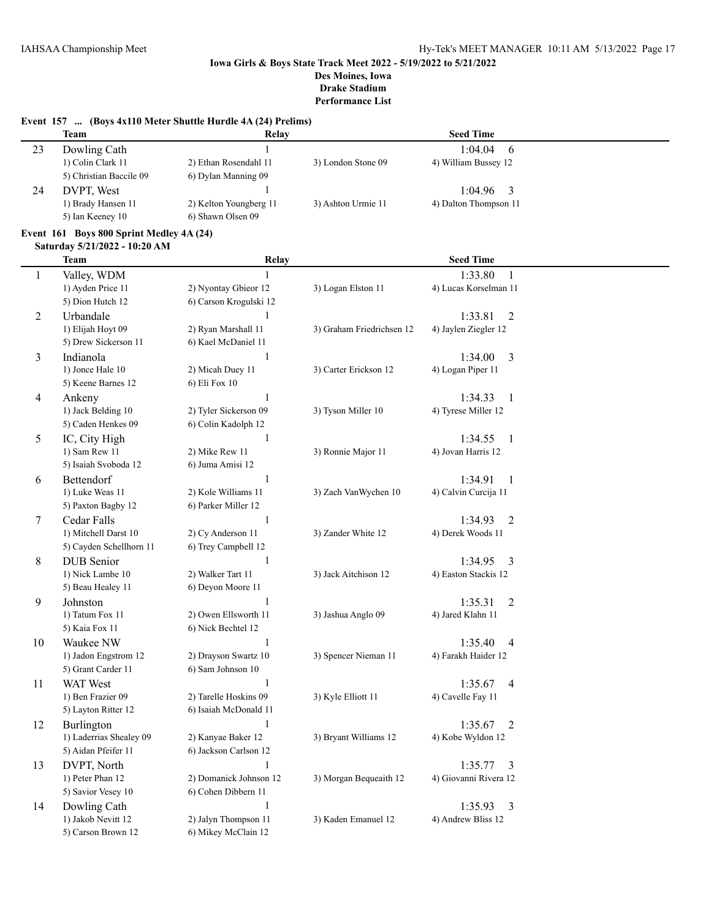**Iowa Girls & Boys State Track Meet 2022 - 5/19/2022 to 5/21/2022**
**Des Moines, Iowa**
**Drake Stadium**
**Performance List**

### Event 157 ... (Boys 4x110 Meter Shuttle Hurdle 4A (24) Prelims)

| | Team | Relay | | Seed Time |
|---|---|---|---|---|
| 23 | Dowling Cath | 1 | | 1:04.04 6 |
| | 1) Colin Clark 11 | 2) Ethan Rosendahl 11 | 3) London Stone 09 | 4) William Bussey 12 |
| | 5) Christian Baccile 09 | 6) Dylan Manning 09 | | |
| 24 | DVPT, West | 1 | | 1:04.96 3 |
| | 1) Brady Hansen 11 | 2) Kelton Youngberg 11 | 3) Ashton Urmie 11 | 4) Dalton Thompson 11 |
| | 5) Ian Keeney 10 | 6) Shawn Olsen 09 | | |

### Event 161 Boys 800 Sprint Medley 4A (24)

**Saturday 5/21/2022 - 10:20 AM**

| | Team | Relay | | Seed Time |
|---|---|---|---|---|
| 1 | Valley, WDM | 1 | | 1:33.80 1 |
| | 1) Ayden Price 11 | 2) Nyontay Gbieor 12 | 3) Logan Elston 11 | 4) Lucas Korselman 11 |
| | 5) Dion Hutch 12 | 6) Carson Krogulski 12 | | |
| 2 | Urbandale | 1 | | 1:33.81 2 |
| | 1) Elijah Hoyt 09 | 2) Ryan Marshall 11 | 3) Graham Friedrichsen 12 | 4) Jaylen Ziegler 12 |
| | 5) Drew Sickerson 11 | 6) Kael McDaniel 11 | | |
| 3 | Indianola | 1 | | 1:34.00 3 |
| | 1) Jonce Hale 10 | 2) Micah Duey 11 | 3) Carter Erickson 12 | 4) Logan Piper 11 |
| | 5) Keene Barnes 12 | 6) Eli Fox 10 | | |
| 4 | Ankeny | 1 | | 1:34.33 1 |
| | 1) Jack Belding 10 | 2) Tyler Sickerson 09 | 3) Tyson Miller 10 | 4) Tyrese Miller 12 |
| | 5) Caden Henkes 09 | 6) Colin Kadolph 12 | | |
| 5 | IC, City High | 1 | | 1:34.55 1 |
| | 1) Sam Rew 11 | 2) Mike Rew 11 | 3) Ronnie Major 11 | 4) Jovan Harris 12 |
| | 5) Isaiah Svoboda 12 | 6) Juma Amisi 12 | | |
| 6 | Bettendorf | 1 | | 1:34.91 1 |
| | 1) Luke Weas 11 | 2) Kole Williams 11 | 3) Zach VanWychen 10 | 4) Calvin Curcija 11 |
| | 5) Paxton Bagby 12 | 6) Parker Miller 12 | | |
| 7 | Cedar Falls | 1 | | 1:34.93 2 |
| | 1) Mitchell Darst 10 | 2) Cy Anderson 11 | 3) Zander White 12 | 4) Derek Woods 11 |
| | 5) Cayden Schellhorn 11 | 6) Trey Campbell 12 | | |
| 8 | DUB Senior | 1 | | 1:34.95 3 |
| | 1) Nick Lambe 10 | 2) Walker Tart 11 | 3) Jack Aitchison 12 | 4) Easton Stackis 12 |
| | 5) Beau Healey 11 | 6) Deyon Moore 11 | | |
| 9 | Johnston | 1 | | 1:35.31 2 |
| | 1) Tatum Fox 11 | 2) Owen Ellsworth 11 | 3) Jashua Anglo 09 | 4) Jared Klahn 11 |
| | 5) Kaia Fox 11 | 6) Nick Bechtel 12 | | |
| 10 | Waukee NW | 1 | | 1:35.40 4 |
| | 1) Jadon Engstrom 12 | 2) Drayson Swartz 10 | 3) Spencer Nieman 11 | 4) Farakh Haider 12 |
| | 5) Grant Carder 11 | 6) Sam Johnson 10 | | |
| 11 | WAT West | 1 | | 1:35.67 4 |
| | 1) Ben Frazier 09 | 2) Tarelle Hoskins 09 | 3) Kyle Elliott 11 | 4) Cavelle Fay 11 |
| | 5) Layton Ritter 12 | 6) Isaiah McDonald 11 | | |
| 12 | Burlington | 1 | | 1:35.67 2 |
| | 1) Laderrias Shealey 09 | 2) Kanyae Baker 12 | 3) Bryant Williams 12 | 4) Kobe Wyldon 12 |
| | 5) Aidan Pfeifer 11 | 6) Jackson Carlson 12 | | |
| 13 | DVPT, North | 1 | | 1:35.77 3 |
| | 1) Peter Phan 12 | 2) Domanick Johnson 12 | 3) Morgan Bequeaith 12 | 4) Giovanni Rivera 12 |
| | 5) Savior Vesey 10 | 6) Cohen Dibbern 11 | | |
| 14 | Dowling Cath | 1 | | 1:35.93 3 |
| | 1) Jakob Nevitt 12 | 2) Jalyn Thompson 11 | 3) Kaden Emanuel 12 | 4) Andrew Bliss 12 |
| | 5) Carson Brown 12 | 6) Mikey McClain 12 | | |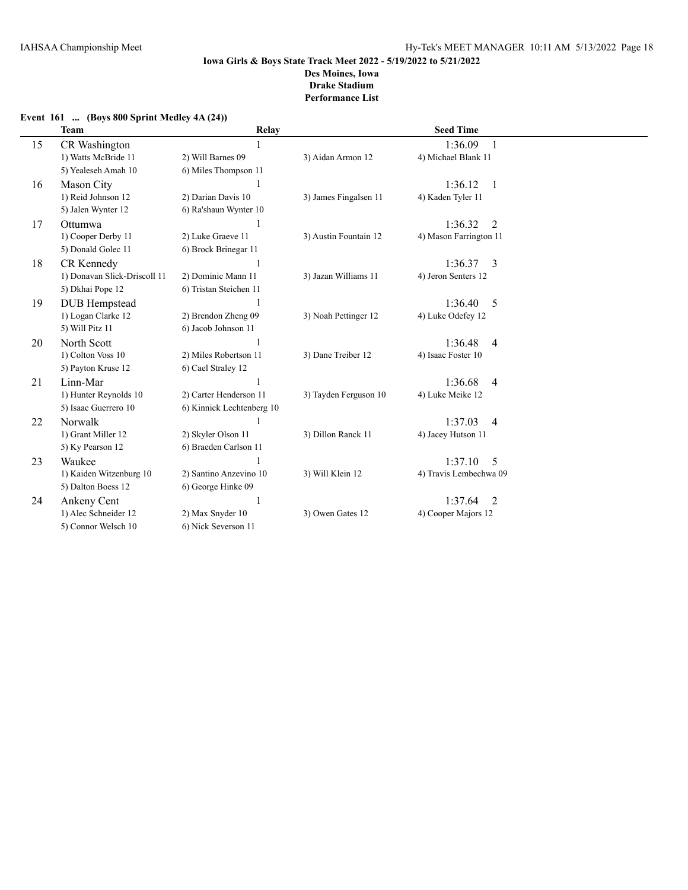**Iowa Girls & Boys State Track Meet 2022 - 5/19/2022 to 5/21/2022**
**Des Moines, Iowa**
**Drake Stadium**
**Performance List**

**Event 161 ... (Boys 800 Sprint Medley 4A (24))**

| | Team | Relay | | Seed Time |
|---|---|---|---|---|
| 15 | CR Washington | 1 | | 1:36.09 1 |
| | 1) Watts McBride 11 | 2) Will Barnes 09 | 3) Aidan Armon 12 | 4) Michael Blank 11 |
| | 5) Yealeseh Amah 10 | 6) Miles Thompson 11 | | |
| 16 | Mason City | 1 | | 1:36.12 1 |
| | 1) Reid Johnson 12 | 2) Darian Davis 10 | 3) James Fingalsen 11 | 4) Kaden Tyler 11 |
| | 5) Jalen Wynter 12 | 6) Ra'shaun Wynter 10 | | |
| 17 | Ottumwa | 1 | | 1:36.32 2 |
| | 1) Cooper Derby 11 | 2) Luke Graeve 11 | 3) Austin Fountain 12 | 4) Mason Farrington 11 |
| | 5) Donald Golec 11 | 6) Brock Brinegar 11 | | |
| 18 | CR Kennedy | 1 | | 1:36.37 3 |
| | 1) Donavan Slick-Driscoll 11 | 2) Dominic Mann 11 | 3) Jazan Williams 11 | 4) Jeron Senters 12 |
| | 5) Dkhai Pope 12 | 6) Tristan Steichen 11 | | |
| 19 | DUB Hempstead | 1 | | 1:36.40 5 |
| | 1) Logan Clarke 12 | 2) Brendon Zheng 09 | 3) Noah Pettinger 12 | 4) Luke Odefey 12 |
| | 5) Will Pitz 11 | 6) Jacob Johnson 11 | | |
| 20 | North Scott | 1 | | 1:36.48 4 |
| | 1) Colton Voss 10 | 2) Miles Robertson 11 | 3) Dane Treiber 12 | 4) Isaac Foster 10 |
| | 5) Payton Kruse 12 | 6) Cael Straley 12 | | |
| 21 | Linn-Mar | 1 | | 1:36.68 4 |
| | 1) Hunter Reynolds 10 | 2) Carter Henderson 11 | 3) Tayden Ferguson 10 | 4) Luke Meike 12 |
| | 5) Isaac Guerrero 10 | 6) Kinnick Lechtenberg 10 | | |
| 22 | Norwalk | 1 | | 1:37.03 4 |
| | 1) Grant Miller 12 | 2) Skyler Olson 11 | 3) Dillon Ranck 11 | 4) Jacey Hutson 11 |
| | 5) Ky Pearson 12 | 6) Braeden Carlson 11 | | |
| 23 | Waukee | 1 | | 1:37.10 5 |
| | 1) Kaiden Witzenburg 10 | 2) Santino Anzevino 10 | 3) Will Klein 12 | 4) Travis Lembechwa 09 |
| | 5) Dalton Boess 12 | 6) George Hinke 09 | | |
| 24 | Ankeny Cent | 1 | | 1:37.64 2 |
| | 1) Alec Schneider 12 | 2) Max Snyder 10 | 3) Owen Gates 12 | 4) Cooper Majors 12 |
| | 5) Connor Welsch 10 | 6) Nick Severson 11 | | |